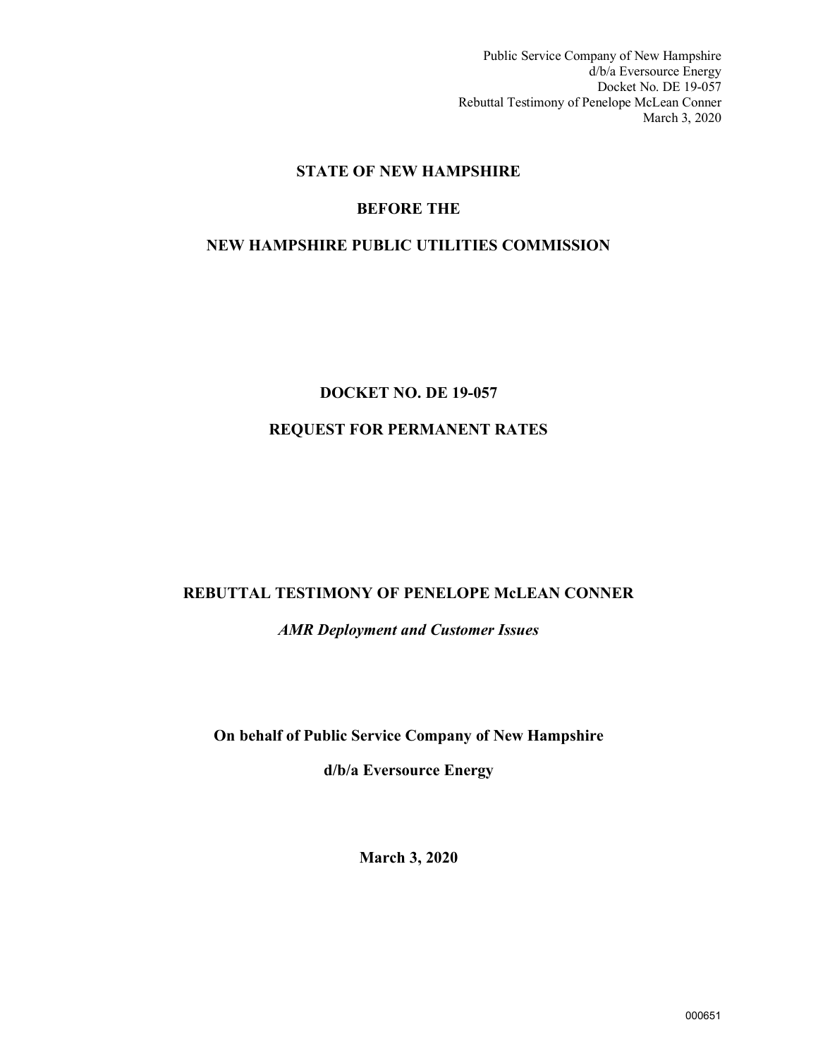Public Service Company of New Hampshire
d/b/a Eversource Energy
Docket No. DE 19-057
Rebuttal Testimony of Penelope McLean Conner
March 3, 2020

**STATE OF NEW HAMPSHIRE**

**BEFORE THE**

**NEW HAMPSHIRE PUBLIC UTILITIES COMMISSION**

**DOCKET NO. DE 19-057**

**REQUEST FOR PERMANENT RATES**

**REBUTTAL TESTIMONY OF PENELOPE McLEAN CONNER**

***AMR Deployment and Customer Issues***

**On behalf of Public Service Company of New Hampshire**

**d/b/a Eversource Energy**

**March 3, 2020**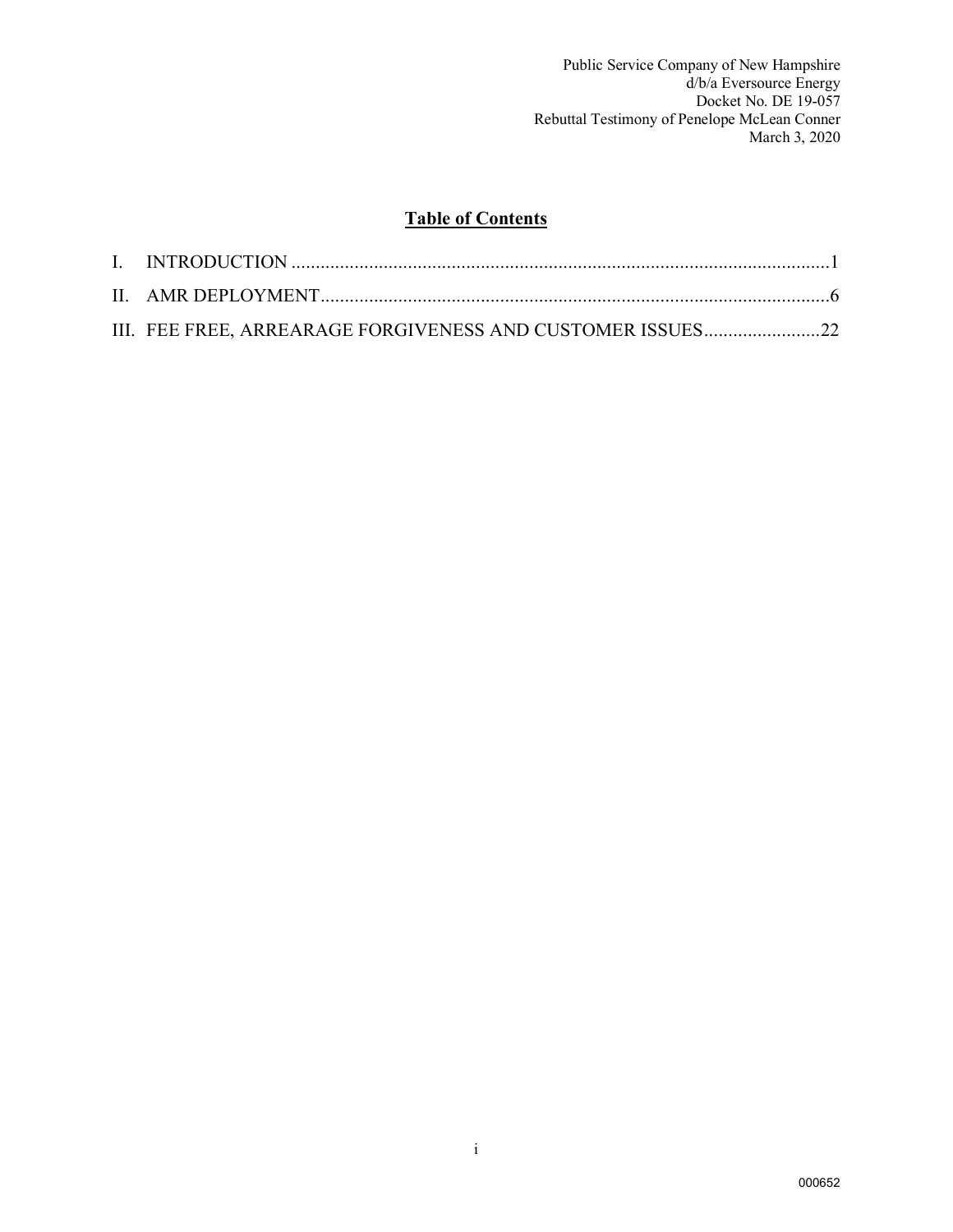## Table of Contents

I. INTRODUCTION ............................................................................................................1

II. AMR DEPLOYMENT........................................................................................................6

III. FEE FREE, ARREARAGE FORGIVENESS AND CUSTOMER ISSUES........................22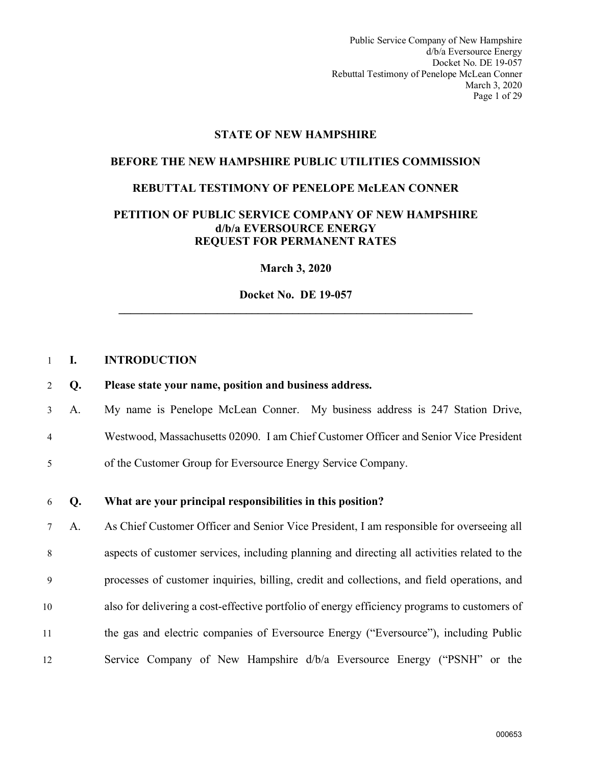## STATE OF NEW HAMPSHIRE

## BEFORE THE NEW HAMPSHIRE PUBLIC UTILITIES COMMISSION

## REBUTTAL TESTIMONY OF PENELOPE McLEAN CONNER

## PETITION OF PUBLIC SERVICE COMPANY OF NEW HAMPSHIRE d/b/a EVERSOURCE ENERGY REQUEST FOR PERMANENT RATES

**March 3, 2020**

**Docket No. DE 19-057**

---

**I. INTRODUCTION**

**Q. Please state your name, position and business address.**

A. My name is Penelope McLean Conner. My business address is 247 Station Drive, Westwood, Massachusetts 02090. I am Chief Customer Officer and Senior Vice President of the Customer Group for Eversource Energy Service Company.

**Q. What are your principal responsibilities in this position?**

A. As Chief Customer Officer and Senior Vice President, I am responsible for overseeing all aspects of customer services, including planning and directing all activities related to the processes of customer inquiries, billing, credit and collections, and field operations, and also for delivering a cost-effective portfolio of energy efficiency programs to customers of the gas and electric companies of Eversource Energy ("Eversource"), including Public Service Company of New Hampshire d/b/a Eversource Energy ("PSNH" or the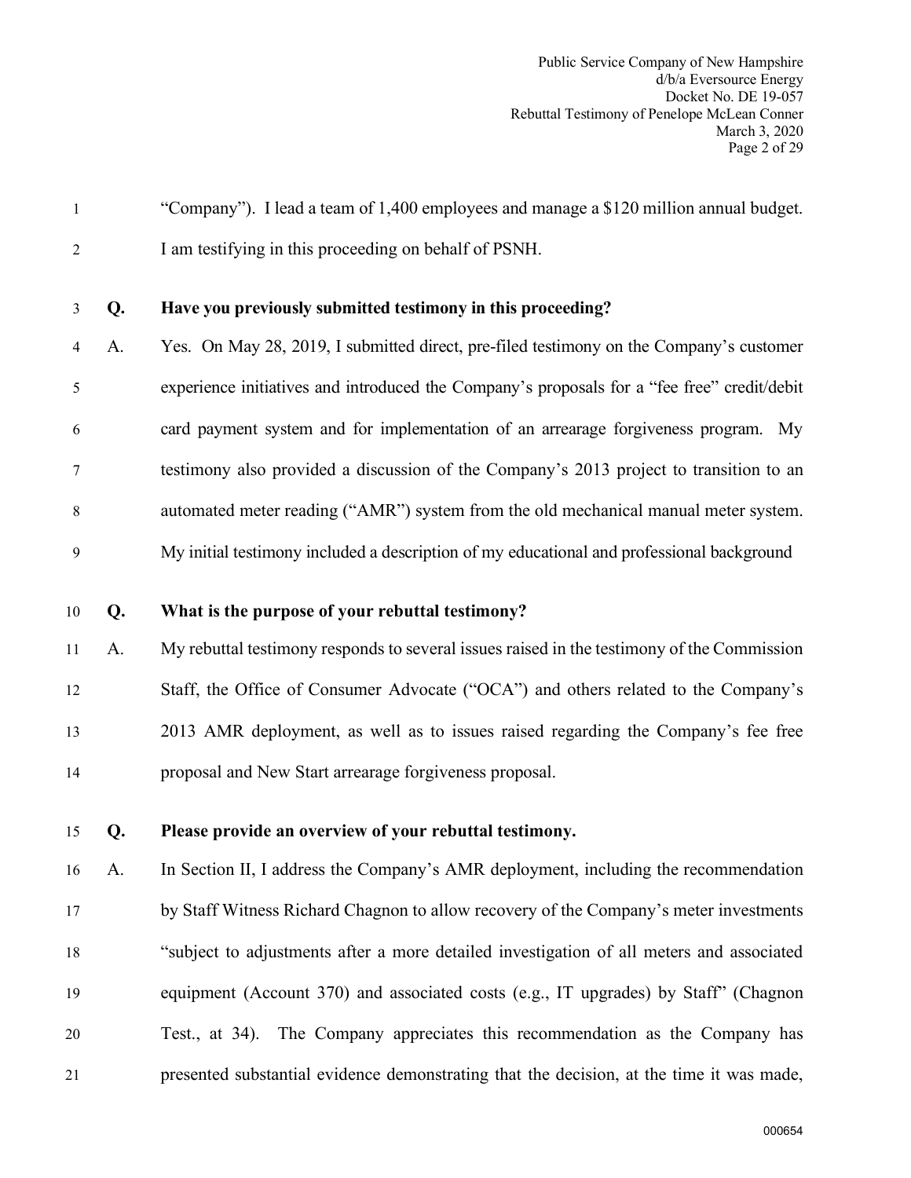"Company"). I lead a team of 1,400 employees and manage a $120 million annual budget. I am testifying in this proceeding on behalf of PSNH.

**Q. Have you previously submitted testimony in this proceeding?**

A. Yes. On May 28, 2019, I submitted direct, pre-filed testimony on the Company's customer experience initiatives and introduced the Company's proposals for a "fee free" credit/debit card payment system and for implementation of an arrearage forgiveness program. My testimony also provided a discussion of the Company's 2013 project to transition to an automated meter reading ("AMR") system from the old mechanical manual meter system. My initial testimony included a description of my educational and professional background

**Q. What is the purpose of your rebuttal testimony?**

A. My rebuttal testimony responds to several issues raised in the testimony of the Commission Staff, the Office of Consumer Advocate ("OCA") and others related to the Company's 2013 AMR deployment, as well as to issues raised regarding the Company's fee free proposal and New Start arrearage forgiveness proposal.

**Q. Please provide an overview of your rebuttal testimony.**

A. In Section II, I address the Company's AMR deployment, including the recommendation by Staff Witness Richard Chagnon to allow recovery of the Company's meter investments "subject to adjustments after a more detailed investigation of all meters and associated equipment (Account 370) and associated costs (e.g., IT upgrades) by Staff" (Chagnon Test., at 34). The Company appreciates this recommendation as the Company has presented substantial evidence demonstrating that the decision, at the time it was made,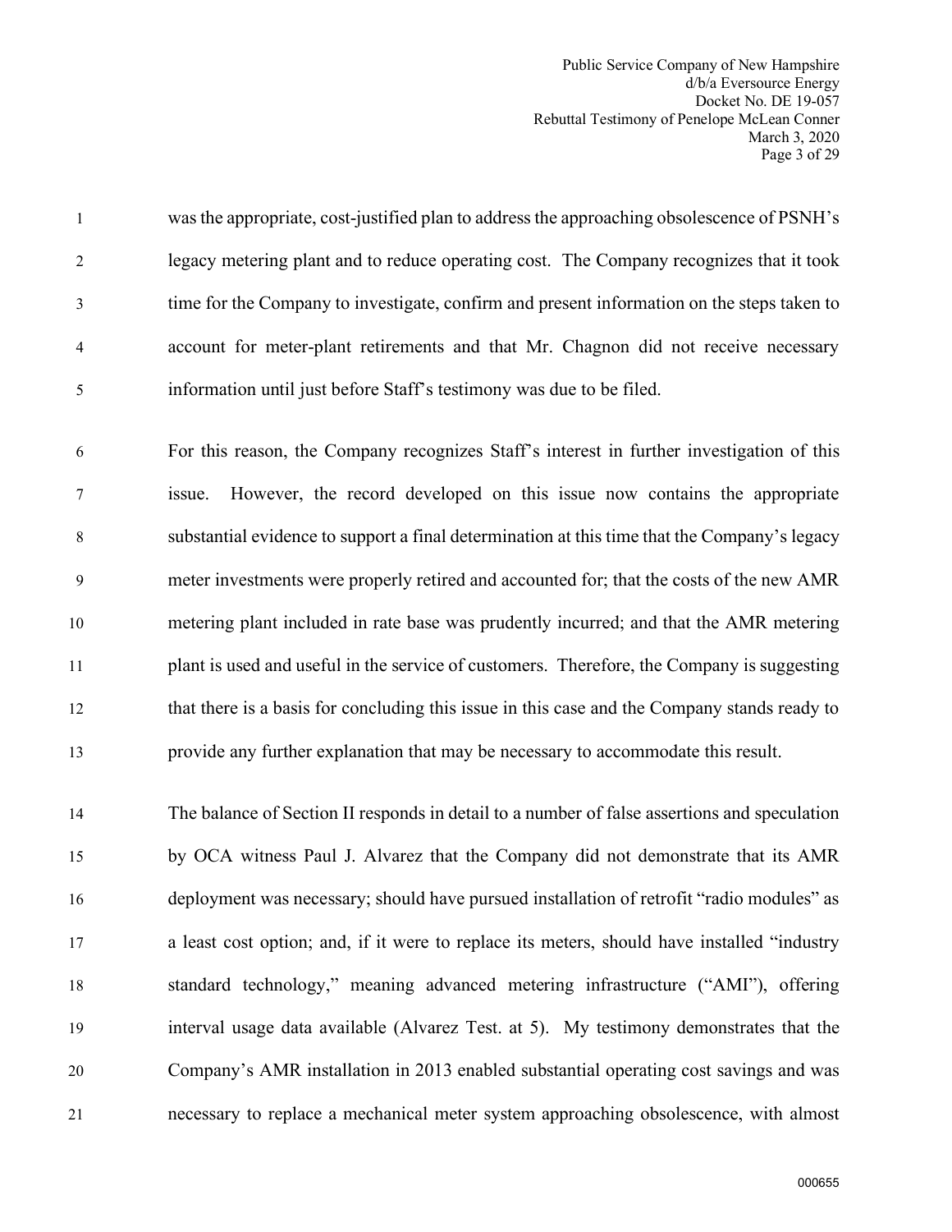was the appropriate, cost-justified plan to address the approaching obsolescence of PSNH's legacy metering plant and to reduce operating cost. The Company recognizes that it took time for the Company to investigate, confirm and present information on the steps taken to account for meter-plant retirements and that Mr. Chagnon did not receive necessary information until just before Staff's testimony was due to be filed.

For this reason, the Company recognizes Staff's interest in further investigation of this issue. However, the record developed on this issue now contains the appropriate substantial evidence to support a final determination at this time that the Company's legacy meter investments were properly retired and accounted for; that the costs of the new AMR metering plant included in rate base was prudently incurred; and that the AMR metering plant is used and useful in the service of customers. Therefore, the Company is suggesting that there is a basis for concluding this issue in this case and the Company stands ready to provide any further explanation that may be necessary to accommodate this result.

The balance of Section II responds in detail to a number of false assertions and speculation by OCA witness Paul J. Alvarez that the Company did not demonstrate that its AMR deployment was necessary; should have pursued installation of retrofit "radio modules" as a least cost option; and, if it were to replace its meters, should have installed "industry standard technology," meaning advanced metering infrastructure ("AMI"), offering interval usage data available (Alvarez Test. at 5). My testimony demonstrates that the Company's AMR installation in 2013 enabled substantial operating cost savings and was necessary to replace a mechanical meter system approaching obsolescence, with almost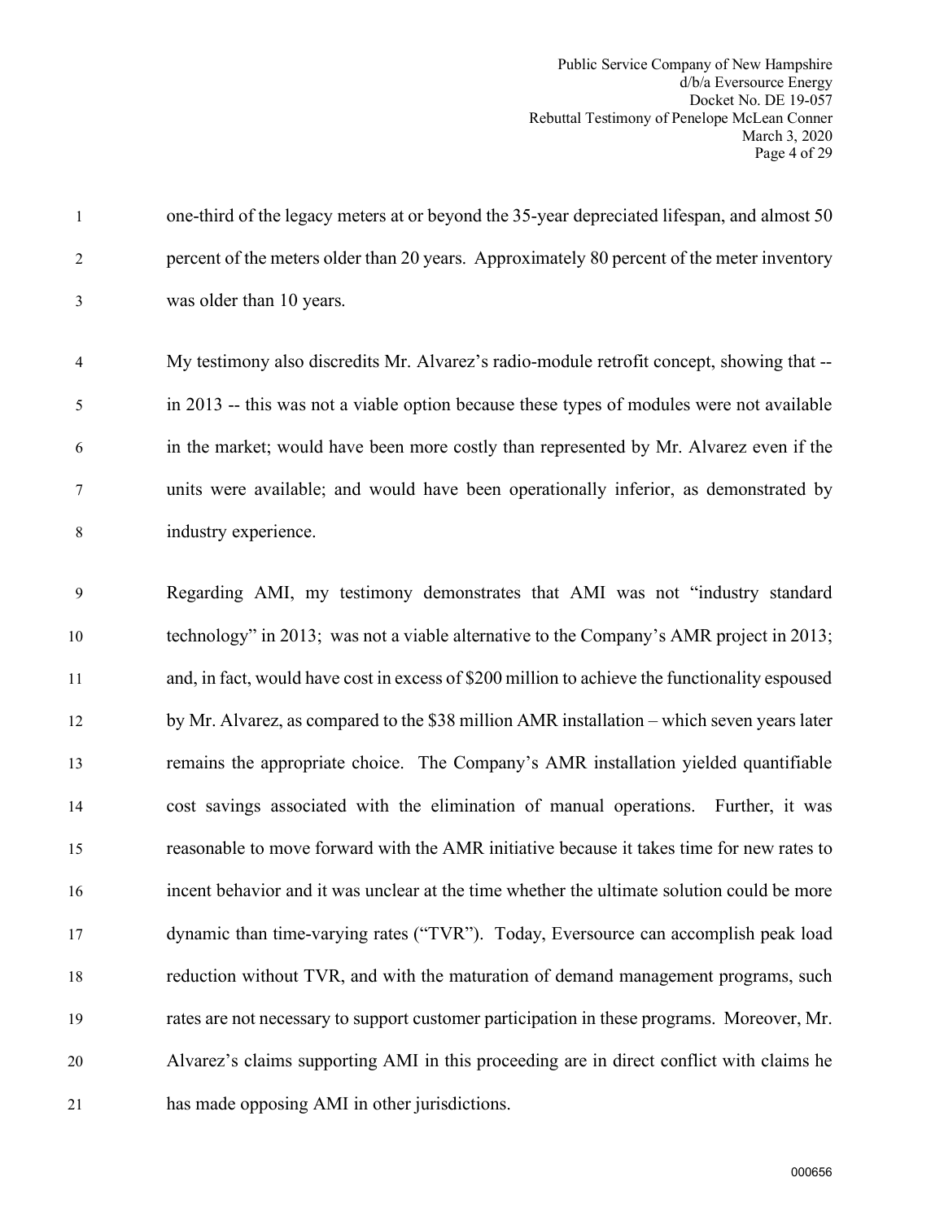one-third of the legacy meters at or beyond the 35-year depreciated lifespan, and almost 50 percent of the meters older than 20 years. Approximately 80 percent of the meter inventory was older than 10 years.

My testimony also discredits Mr. Alvarez's radio-module retrofit concept, showing that -- in 2013 -- this was not a viable option because these types of modules were not available in the market; would have been more costly than represented by Mr. Alvarez even if the units were available; and would have been operationally inferior, as demonstrated by industry experience.

Regarding AMI, my testimony demonstrates that AMI was not "industry standard technology" in 2013; was not a viable alternative to the Company's AMR project in 2013; and, in fact, would have cost in excess of $200 million to achieve the functionality espoused by Mr. Alvarez, as compared to the $38 million AMR installation – which seven years later remains the appropriate choice. The Company's AMR installation yielded quantifiable cost savings associated with the elimination of manual operations. Further, it was reasonable to move forward with the AMR initiative because it takes time for new rates to incent behavior and it was unclear at the time whether the ultimate solution could be more dynamic than time-varying rates ("TVR"). Today, Eversource can accomplish peak load reduction without TVR, and with the maturation of demand management programs, such rates are not necessary to support customer participation in these programs. Moreover, Mr. Alvarez's claims supporting AMI in this proceeding are in direct conflict with claims he has made opposing AMI in other jurisdictions.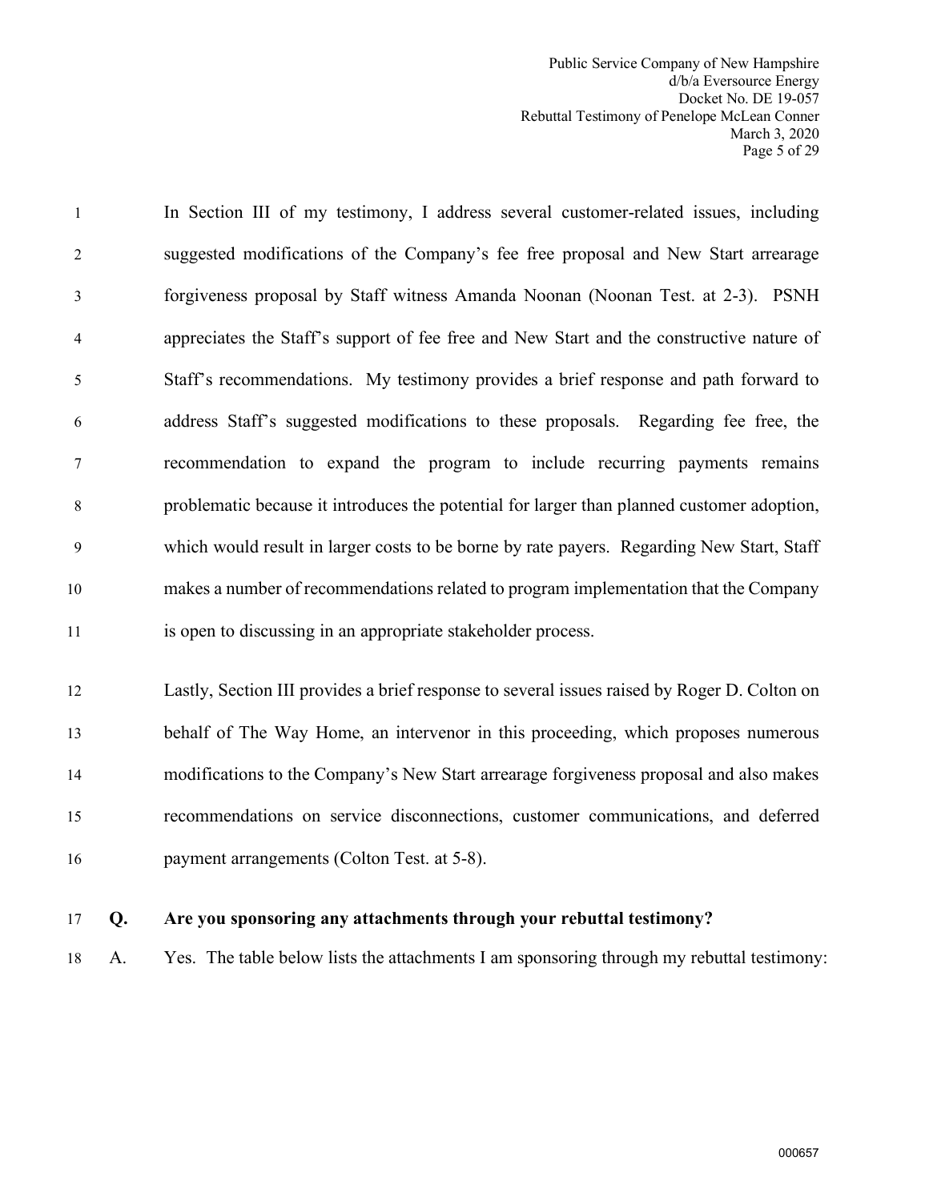In Section III of my testimony, I address several customer-related issues, including suggested modifications of the Company's fee free proposal and New Start arrearage forgiveness proposal by Staff witness Amanda Noonan (Noonan Test. at 2-3). PSNH appreciates the Staff's support of fee free and New Start and the constructive nature of Staff's recommendations. My testimony provides a brief response and path forward to address Staff's suggested modifications to these proposals. Regarding fee free, the recommendation to expand the program to include recurring payments remains problematic because it introduces the potential for larger than planned customer adoption, which would result in larger costs to be borne by rate payers. Regarding New Start, Staff makes a number of recommendations related to program implementation that the Company is open to discussing in an appropriate stakeholder process.

Lastly, Section III provides a brief response to several issues raised by Roger D. Colton on behalf of The Way Home, an intervenor in this proceeding, which proposes numerous modifications to the Company's New Start arrearage forgiveness proposal and also makes recommendations on service disconnections, customer communications, and deferred payment arrangements (Colton Test. at 5-8).

**Q. Are you sponsoring any attachments through your rebuttal testimony?**

A. Yes. The table below lists the attachments I am sponsoring through my rebuttal testimony: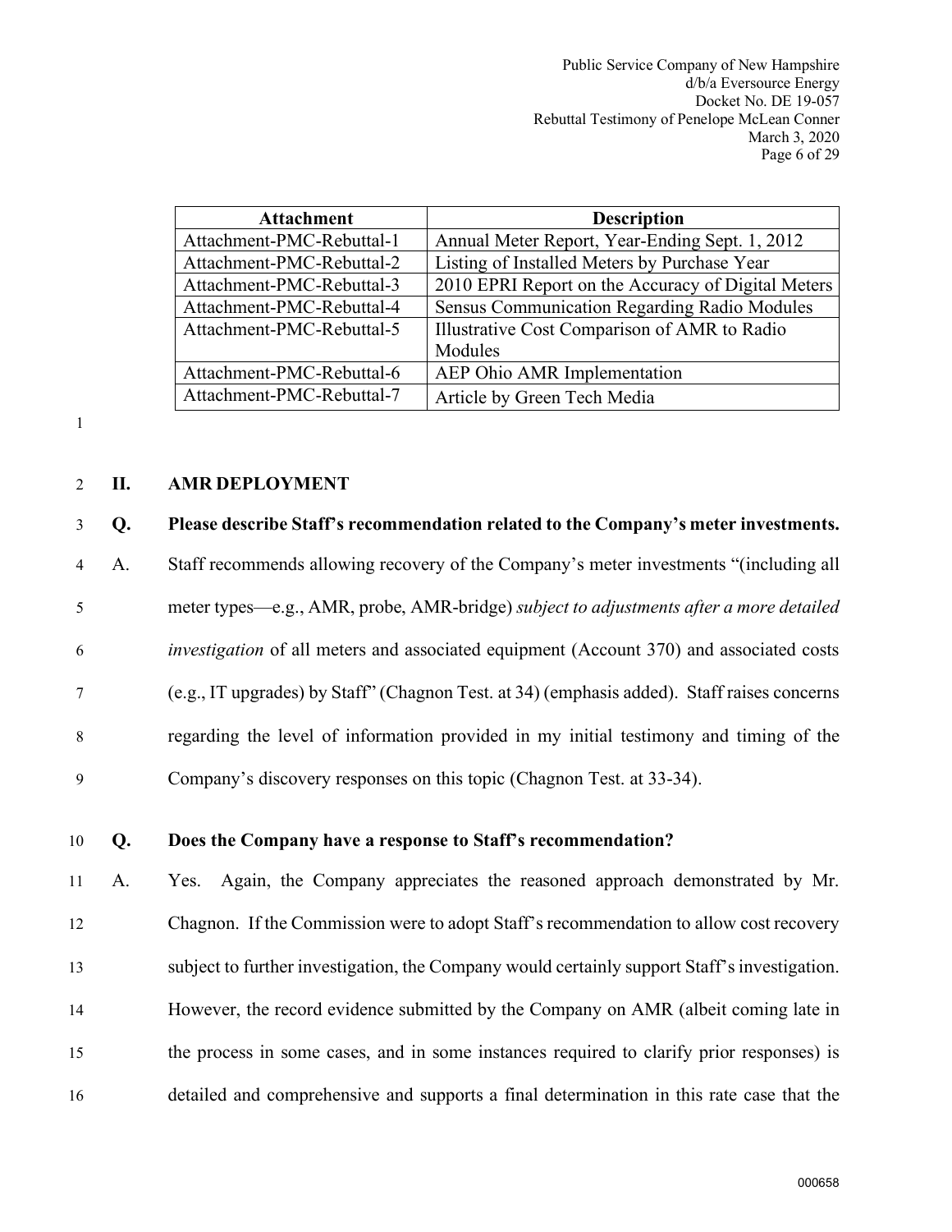| Attachment | Description |
| --- | --- |
| Attachment-PMC-Rebuttal-1 | Annual Meter Report, Year-Ending Sept. 1, 2012 |
| Attachment-PMC-Rebuttal-2 | Listing of Installed Meters by Purchase Year |
| Attachment-PMC-Rebuttal-3 | 2010 EPRI Report on the Accuracy of Digital Meters |
| Attachment-PMC-Rebuttal-4 | Sensus Communication Regarding Radio Modules |
| Attachment-PMC-Rebuttal-5 | Illustrative Cost Comparison of AMR to Radio Modules |
| Attachment-PMC-Rebuttal-6 | AEP Ohio AMR Implementation |
| Attachment-PMC-Rebuttal-7 | Article by Green Tech Media |

## II. AMR DEPLOYMENT

**Q. Please describe Staff's recommendation related to the Company's meter investments.**

A. Staff recommends allowing recovery of the Company's meter investments "(including all meter types—e.g., AMR, probe, AMR-bridge) *subject to adjustments after a more detailed investigation* of all meters and associated equipment (Account 370) and associated costs (e.g., IT upgrades) by Staff" (Chagnon Test. at 34) (emphasis added). Staff raises concerns regarding the level of information provided in my initial testimony and timing of the Company's discovery responses on this topic (Chagnon Test. at 33-34).

**Q. Does the Company have a response to Staff's recommendation?**

A. Yes. Again, the Company appreciates the reasoned approach demonstrated by Mr. Chagnon. If the Commission were to adopt Staff's recommendation to allow cost recovery subject to further investigation, the Company would certainly support Staff's investigation. However, the record evidence submitted by the Company on AMR (albeit coming late in the process in some cases, and in some instances required to clarify prior responses) is detailed and comprehensive and supports a final determination in this rate case that the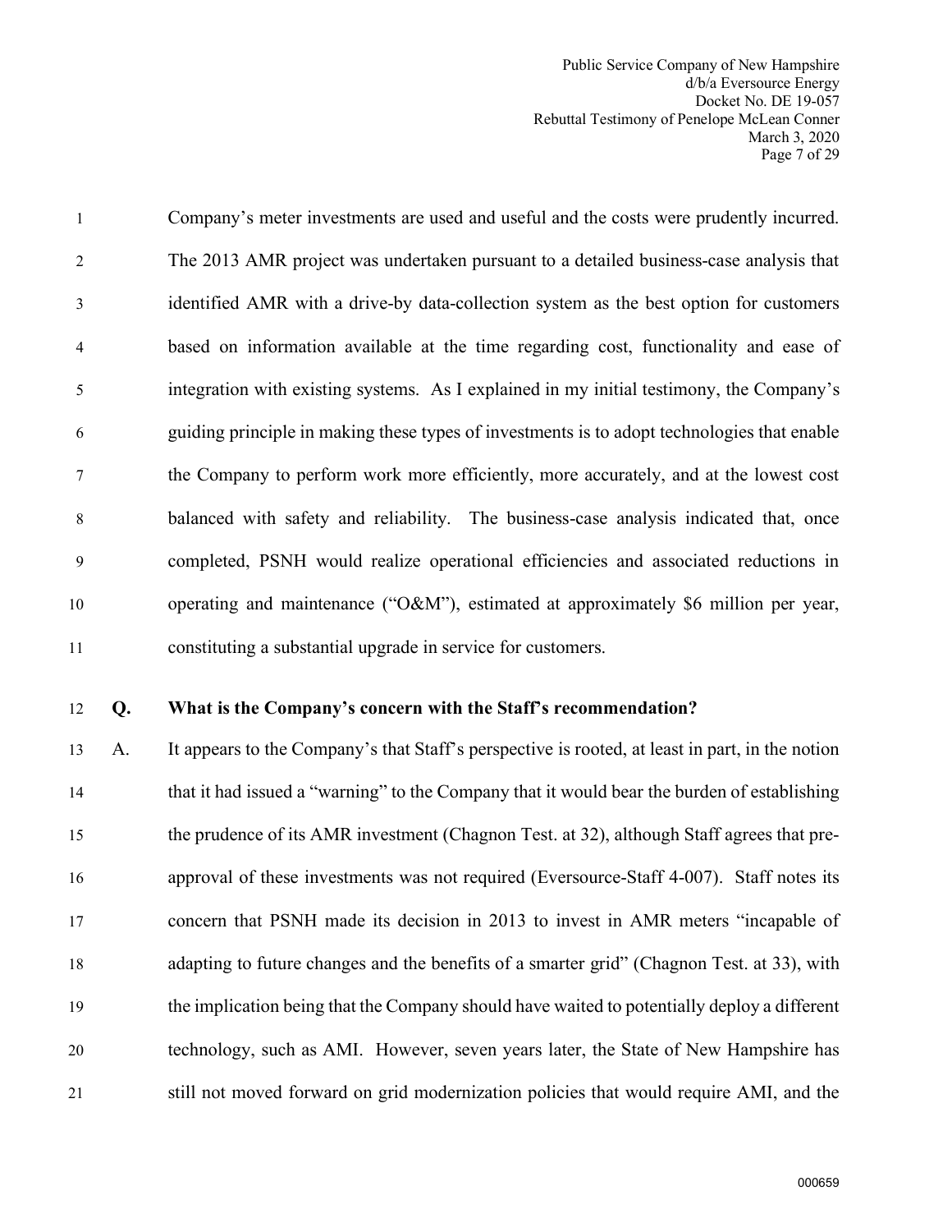Company's meter investments are used and useful and the costs were prudently incurred. The 2013 AMR project was undertaken pursuant to a detailed business-case analysis that identified AMR with a drive-by data-collection system as the best option for customers based on information available at the time regarding cost, functionality and ease of integration with existing systems. As I explained in my initial testimony, the Company's guiding principle in making these types of investments is to adopt technologies that enable the Company to perform work more efficiently, more accurately, and at the lowest cost balanced with safety and reliability. The business-case analysis indicated that, once completed, PSNH would realize operational efficiencies and associated reductions in operating and maintenance ("O&M"), estimated at approximately $6 million per year, constituting a substantial upgrade in service for customers.

**Q. What is the Company's concern with the Staff's recommendation?**

A. It appears to the Company's that Staff's perspective is rooted, at least in part, in the notion that it had issued a "warning" to the Company that it would bear the burden of establishing the prudence of its AMR investment (Chagnon Test. at 32), although Staff agrees that pre-approval of these investments was not required (Eversource-Staff 4-007). Staff notes its concern that PSNH made its decision in 2013 to invest in AMR meters "incapable of adapting to future changes and the benefits of a smarter grid" (Chagnon Test. at 33), with the implication being that the Company should have waited to potentially deploy a different technology, such as AMI. However, seven years later, the State of New Hampshire has still not moved forward on grid modernization policies that would require AMI, and the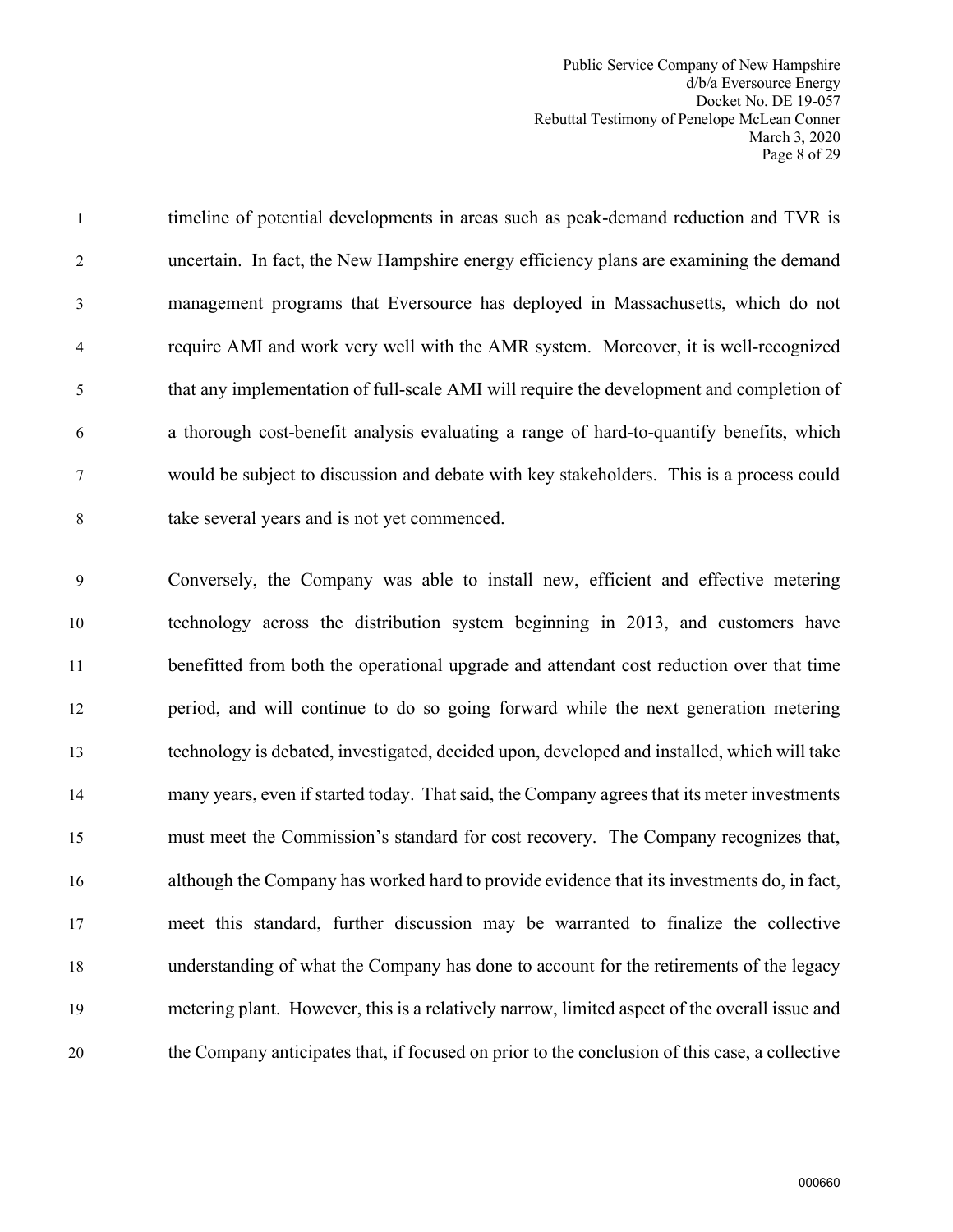timeline of potential developments in areas such as peak-demand reduction and TVR is uncertain. In fact, the New Hampshire energy efficiency plans are examining the demand management programs that Eversource has deployed in Massachusetts, which do not require AMI and work very well with the AMR system. Moreover, it is well-recognized that any implementation of full-scale AMI will require the development and completion of a thorough cost-benefit analysis evaluating a range of hard-to-quantify benefits, which would be subject to discussion and debate with key stakeholders. This is a process could take several years and is not yet commenced.

Conversely, the Company was able to install new, efficient and effective metering technology across the distribution system beginning in 2013, and customers have benefitted from both the operational upgrade and attendant cost reduction over that time period, and will continue to do so going forward while the next generation metering technology is debated, investigated, decided upon, developed and installed, which will take many years, even if started today. That said, the Company agrees that its meter investments must meet the Commission's standard for cost recovery. The Company recognizes that, although the Company has worked hard to provide evidence that its investments do, in fact, meet this standard, further discussion may be warranted to finalize the collective understanding of what the Company has done to account for the retirements of the legacy metering plant. However, this is a relatively narrow, limited aspect of the overall issue and the Company anticipates that, if focused on prior to the conclusion of this case, a collective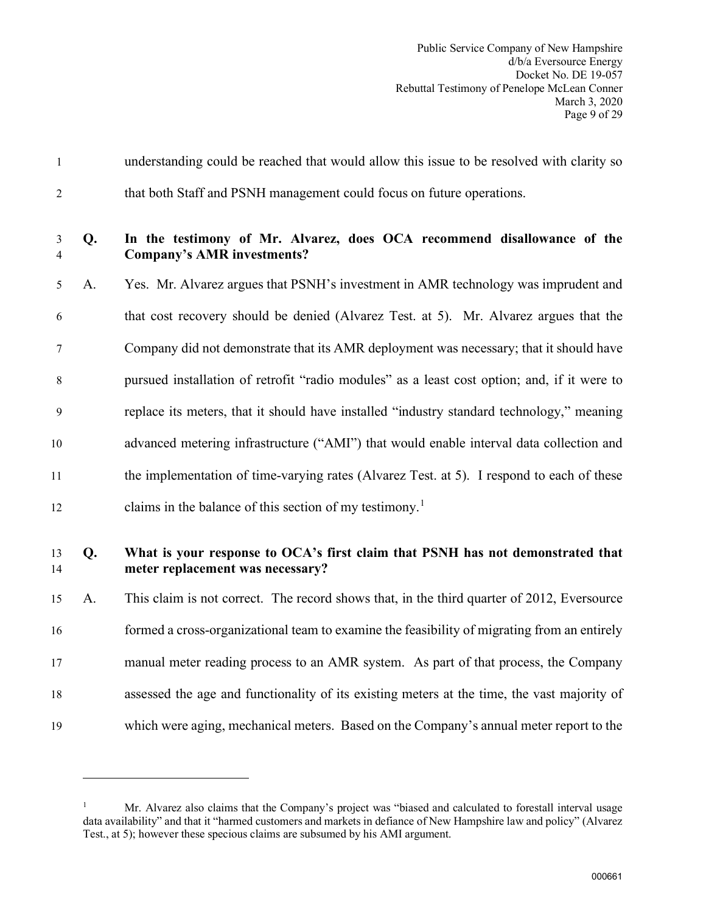understanding could be reached that would allow this issue to be resolved with clarity so that both Staff and PSNH management could focus on future operations.

**Q. In the testimony of Mr. Alvarez, does OCA recommend disallowance of the Company's AMR investments?**

A. Yes. Mr. Alvarez argues that PSNH's investment in AMR technology was imprudent and that cost recovery should be denied (Alvarez Test. at 5). Mr. Alvarez argues that the Company did not demonstrate that its AMR deployment was necessary; that it should have pursued installation of retrofit "radio modules" as a least cost option; and, if it were to replace its meters, that it should have installed "industry standard technology," meaning advanced metering infrastructure ("AMI") that would enable interval data collection and the implementation of time-varying rates (Alvarez Test. at 5). I respond to each of these claims in the balance of this section of my testimony.[1]

**Q. What is your response to OCA's first claim that PSNH has not demonstrated that meter replacement was necessary?**

A. This claim is not correct. The record shows that, in the third quarter of 2012, Eversource formed a cross-organizational team to examine the feasibility of migrating from an entirely manual meter reading process to an AMR system. As part of that process, the Company assessed the age and functionality of its existing meters at the time, the vast majority of which were aging, mechanical meters. Based on the Company's annual meter report to the

---

[1] Mr. Alvarez also claims that the Company's project was "biased and calculated to forestall interval usage data availability" and that it "harmed customers and markets in defiance of New Hampshire law and policy" (Alvarez Test., at 5); however these specious claims are subsumed by his AMI argument.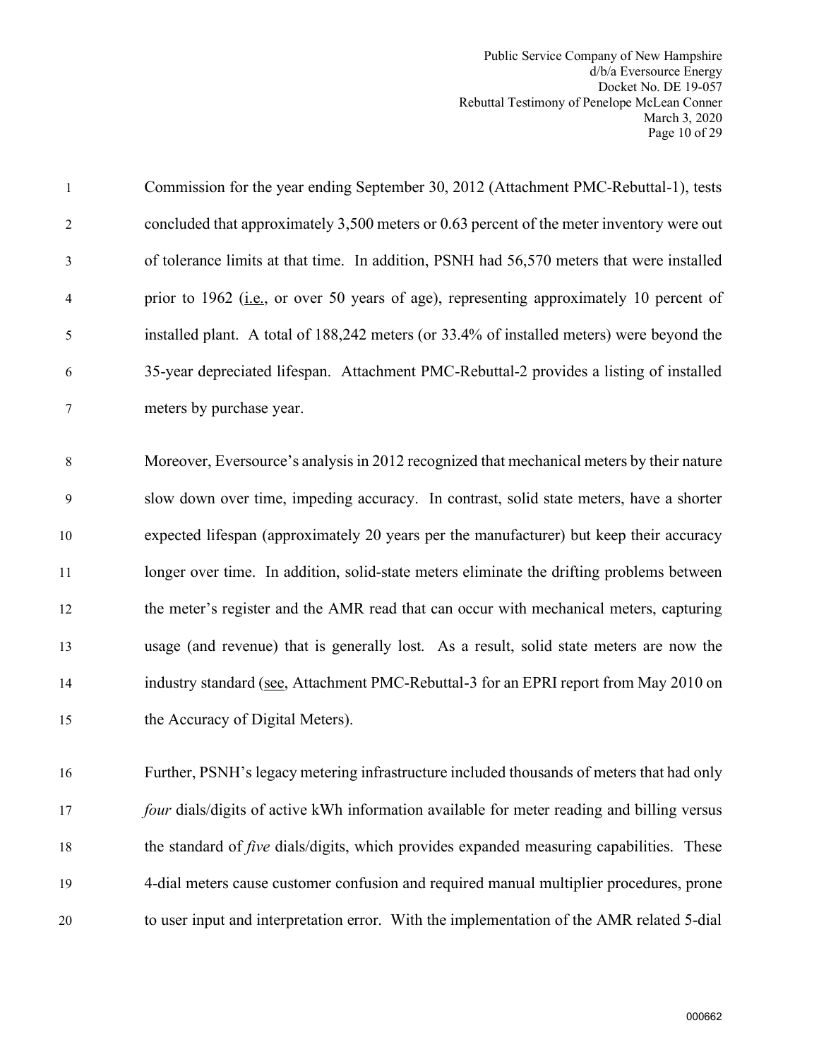Commission for the year ending September 30, 2012 (Attachment PMC-Rebuttal-1), tests concluded that approximately 3,500 meters or 0.63 percent of the meter inventory were out of tolerance limits at that time. In addition, PSNH had 56,570 meters that were installed prior to 1962 (i.e., or over 50 years of age), representing approximately 10 percent of installed plant. A total of 188,242 meters (or 33.4% of installed meters) were beyond the 35-year depreciated lifespan. Attachment PMC-Rebuttal-2 provides a listing of installed meters by purchase year.

Moreover, Eversource's analysis in 2012 recognized that mechanical meters by their nature slow down over time, impeding accuracy. In contrast, solid state meters, have a shorter expected lifespan (approximately 20 years per the manufacturer) but keep their accuracy longer over time. In addition, solid-state meters eliminate the drifting problems between the meter's register and the AMR read that can occur with mechanical meters, capturing usage (and revenue) that is generally lost. As a result, solid state meters are now the industry standard (see, Attachment PMC-Rebuttal-3 for an EPRI report from May 2010 on the Accuracy of Digital Meters).

Further, PSNH's legacy metering infrastructure included thousands of meters that had only *four* dials/digits of active kWh information available for meter reading and billing versus the standard of *five* dials/digits, which provides expanded measuring capabilities. These 4-dial meters cause customer confusion and required manual multiplier procedures, prone to user input and interpretation error. With the implementation of the AMR related 5-dial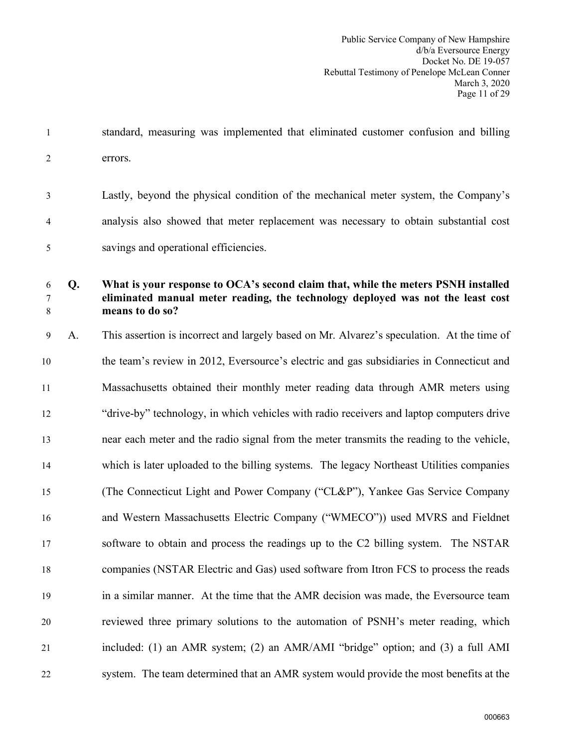standard, measuring was implemented that eliminated customer confusion and billing errors.

Lastly, beyond the physical condition of the mechanical meter system, the Company's analysis also showed that meter replacement was necessary to obtain substantial cost savings and operational efficiencies.

**Q. What is your response to OCA's second claim that, while the meters PSNH installed eliminated manual meter reading, the technology deployed was not the least cost means to do so?**

A. This assertion is incorrect and largely based on Mr. Alvarez's speculation. At the time of the team's review in 2012, Eversource's electric and gas subsidiaries in Connecticut and Massachusetts obtained their monthly meter reading data through AMR meters using "drive-by" technology, in which vehicles with radio receivers and laptop computers drive near each meter and the radio signal from the meter transmits the reading to the vehicle, which is later uploaded to the billing systems. The legacy Northeast Utilities companies (The Connecticut Light and Power Company ("CL&P"), Yankee Gas Service Company and Western Massachusetts Electric Company ("WMECO")) used MVRS and Fieldnet software to obtain and process the readings up to the C2 billing system. The NSTAR companies (NSTAR Electric and Gas) used software from Itron FCS to process the reads in a similar manner. At the time that the AMR decision was made, the Eversource team reviewed three primary solutions to the automation of PSNH's meter reading, which included: (1) an AMR system; (2) an AMR/AMI "bridge" option; and (3) a full AMI system. The team determined that an AMR system would provide the most benefits at the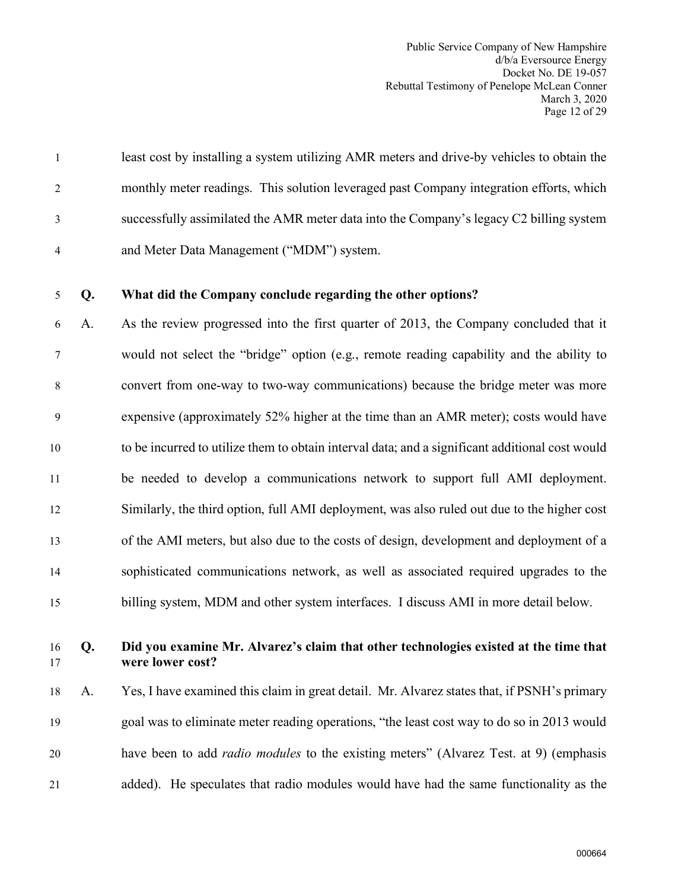least cost by installing a system utilizing AMR meters and drive-by vehicles to obtain the monthly meter readings. This solution leveraged past Company integration efforts, which successfully assimilated the AMR meter data into the Company's legacy C2 billing system and Meter Data Management ("MDM") system.

**Q. What did the Company conclude regarding the other options?**

A. As the review progressed into the first quarter of 2013, the Company concluded that it would not select the "bridge" option (e.g., remote reading capability and the ability to convert from one-way to two-way communications) because the bridge meter was more expensive (approximately 52% higher at the time than an AMR meter); costs would have to be incurred to utilize them to obtain interval data; and a significant additional cost would be needed to develop a communications network to support full AMI deployment. Similarly, the third option, full AMI deployment, was also ruled out due to the higher cost of the AMI meters, but also due to the costs of design, development and deployment of a sophisticated communications network, as well as associated required upgrades to the billing system, MDM and other system interfaces. I discuss AMI in more detail below.

**Q. Did you examine Mr. Alvarez's claim that other technologies existed at the time that were lower cost?**

A. Yes, I have examined this claim in great detail. Mr. Alvarez states that, if PSNH's primary goal was to eliminate meter reading operations, "the least cost way to do so in 2013 would have been to add *radio modules* to the existing meters" (Alvarez Test. at 9) (emphasis added). He speculates that radio modules would have had the same functionality as the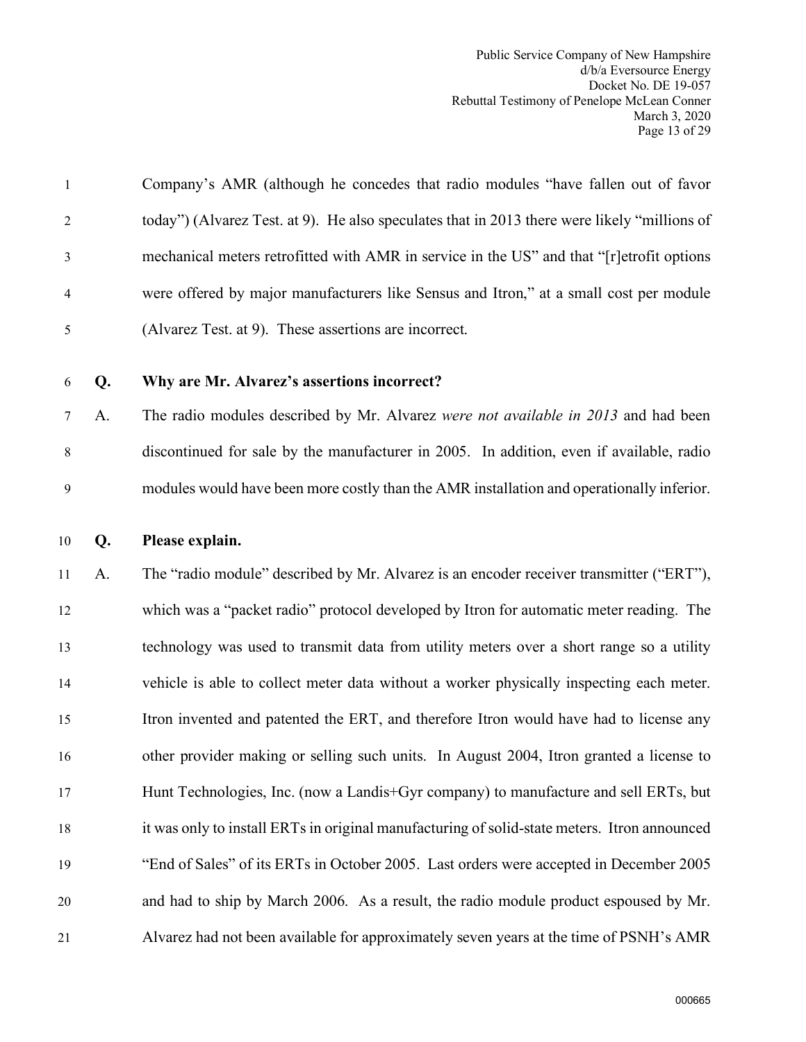Company's AMR (although he concedes that radio modules "have fallen out of favor today") (Alvarez Test. at 9). He also speculates that in 2013 there were likely "millions of mechanical meters retrofitted with AMR in service in the US" and that "[r]etrofit options were offered by major manufacturers like Sensus and Itron," at a small cost per module (Alvarez Test. at 9). These assertions are incorrect.

**Q. Why are Mr. Alvarez's assertions incorrect?**

A. The radio modules described by Mr. Alvarez *were not available in 2013* and had been discontinued for sale by the manufacturer in 2005. In addition, even if available, radio modules would have been more costly than the AMR installation and operationally inferior.

**Q. Please explain.**

A. The "radio module" described by Mr. Alvarez is an encoder receiver transmitter ("ERT"), which was a "packet radio" protocol developed by Itron for automatic meter reading. The technology was used to transmit data from utility meters over a short range so a utility vehicle is able to collect meter data without a worker physically inspecting each meter. Itron invented and patented the ERT, and therefore Itron would have had to license any other provider making or selling such units. In August 2004, Itron granted a license to Hunt Technologies, Inc. (now a Landis+Gyr company) to manufacture and sell ERTs, but it was only to install ERTs in original manufacturing of solid-state meters. Itron announced "End of Sales" of its ERTs in October 2005. Last orders were accepted in December 2005 and had to ship by March 2006. As a result, the radio module product espoused by Mr. Alvarez had not been available for approximately seven years at the time of PSNH's AMR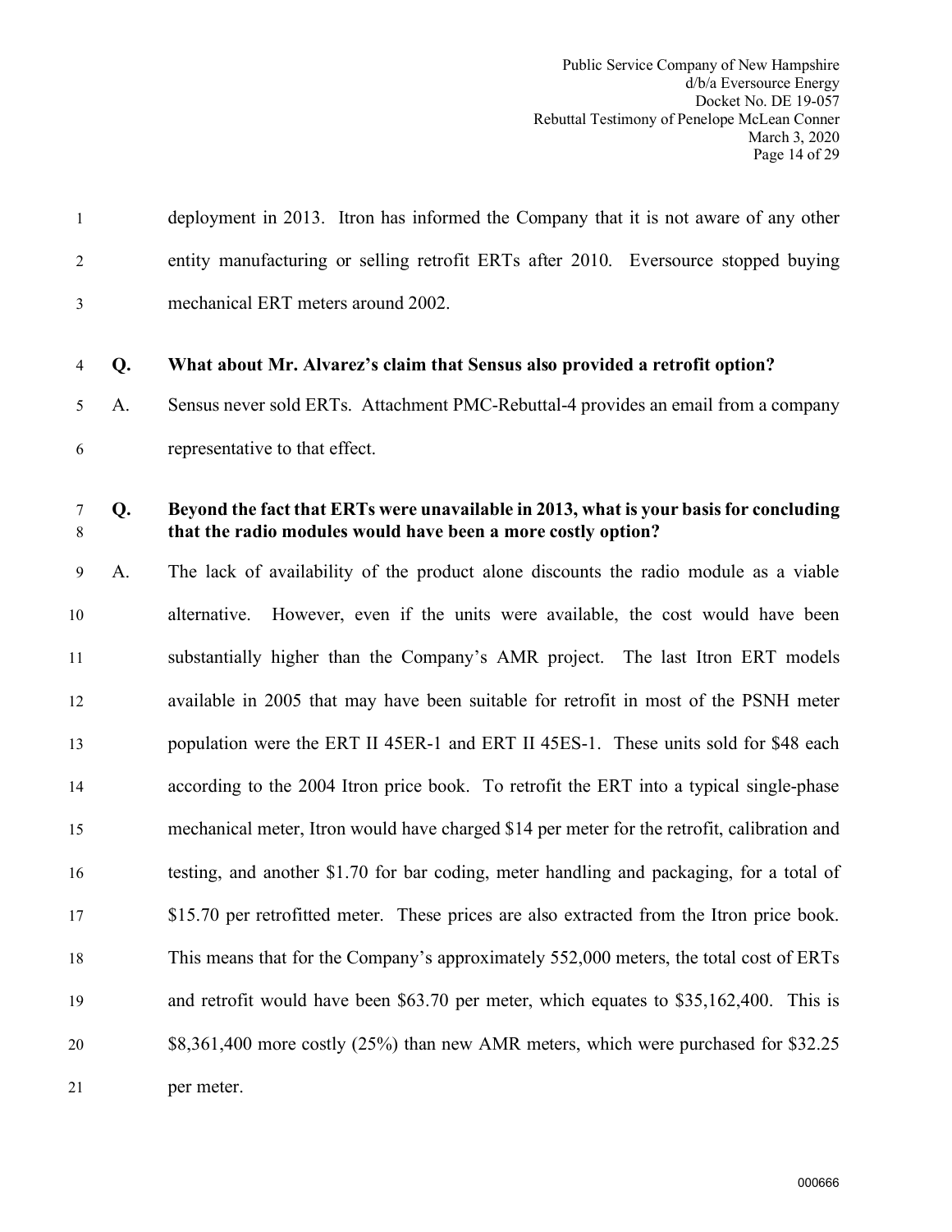deployment in 2013. Itron has informed the Company that it is not aware of any other entity manufacturing or selling retrofit ERTs after 2010. Eversource stopped buying mechanical ERT meters around 2002.

**Q. What about Mr. Alvarez's claim that Sensus also provided a retrofit option?**

A. Sensus never sold ERTs. Attachment PMC-Rebuttal-4 provides an email from a company representative to that effect.

**Q. Beyond the fact that ERTs were unavailable in 2013, what is your basis for concluding that the radio modules would have been a more costly option?**

A. The lack of availability of the product alone discounts the radio module as a viable alternative. However, even if the units were available, the cost would have been substantially higher than the Company's AMR project. The last Itron ERT models available in 2005 that may have been suitable for retrofit in most of the PSNH meter population were the ERT II 45ER-1 and ERT II 45ES-1. These units sold for $48 each according to the 2004 Itron price book. To retrofit the ERT into a typical single-phase mechanical meter, Itron would have charged $14 per meter for the retrofit, calibration and testing, and another $1.70 for bar coding, meter handling and packaging, for a total of $15.70 per retrofitted meter. These prices are also extracted from the Itron price book. This means that for the Company's approximately 552,000 meters, the total cost of ERTs and retrofit would have been $63.70 per meter, which equates to $35,162,400. This is $8,361,400 more costly (25%) than new AMR meters, which were purchased for $32.25 per meter.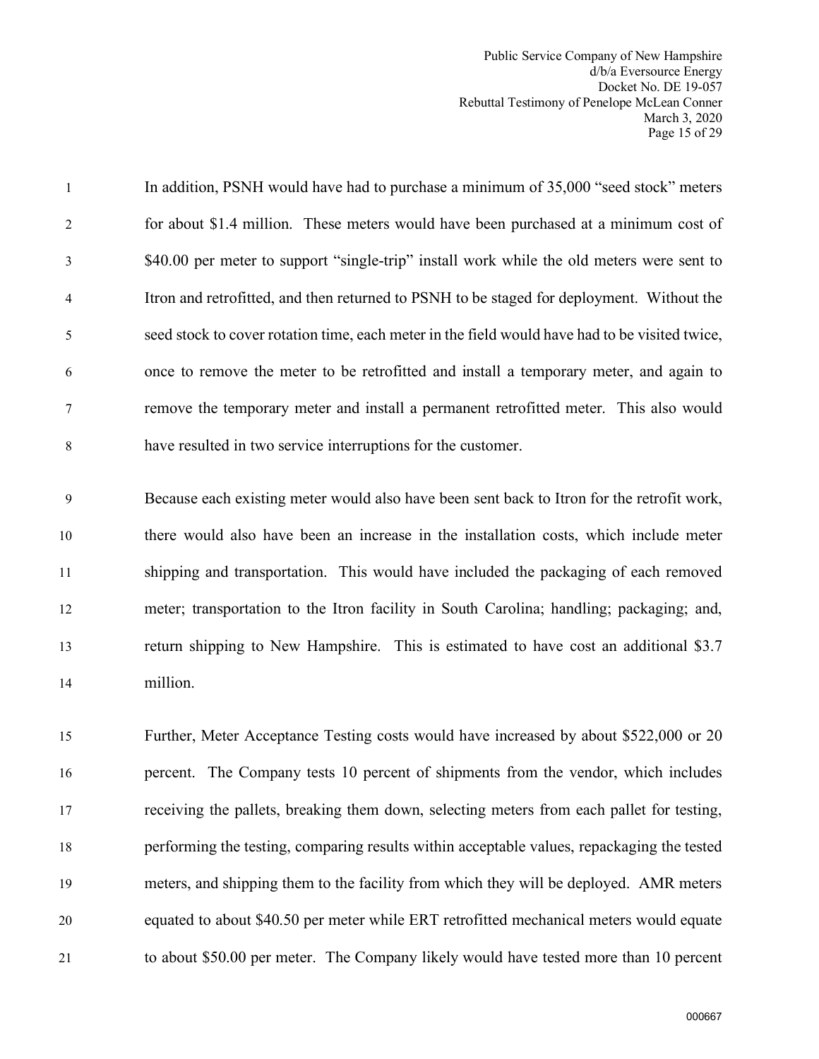In addition, PSNH would have had to purchase a minimum of 35,000 "seed stock" meters for about $1.4 million. These meters would have been purchased at a minimum cost of $40.00 per meter to support "single-trip" install work while the old meters were sent to Itron and retrofitted, and then returned to PSNH to be staged for deployment. Without the seed stock to cover rotation time, each meter in the field would have had to be visited twice, once to remove the meter to be retrofitted and install a temporary meter, and again to remove the temporary meter and install a permanent retrofitted meter. This also would have resulted in two service interruptions for the customer.

Because each existing meter would also have been sent back to Itron for the retrofit work, there would also have been an increase in the installation costs, which include meter shipping and transportation. This would have included the packaging of each removed meter; transportation to the Itron facility in South Carolina; handling; packaging; and, return shipping to New Hampshire. This is estimated to have cost an additional $3.7 million.

Further, Meter Acceptance Testing costs would have increased by about $522,000 or 20 percent. The Company tests 10 percent of shipments from the vendor, which includes receiving the pallets, breaking them down, selecting meters from each pallet for testing, performing the testing, comparing results within acceptable values, repackaging the tested meters, and shipping them to the facility from which they will be deployed. AMR meters equated to about $40.50 per meter while ERT retrofitted mechanical meters would equate to about $50.00 per meter. The Company likely would have tested more than 10 percent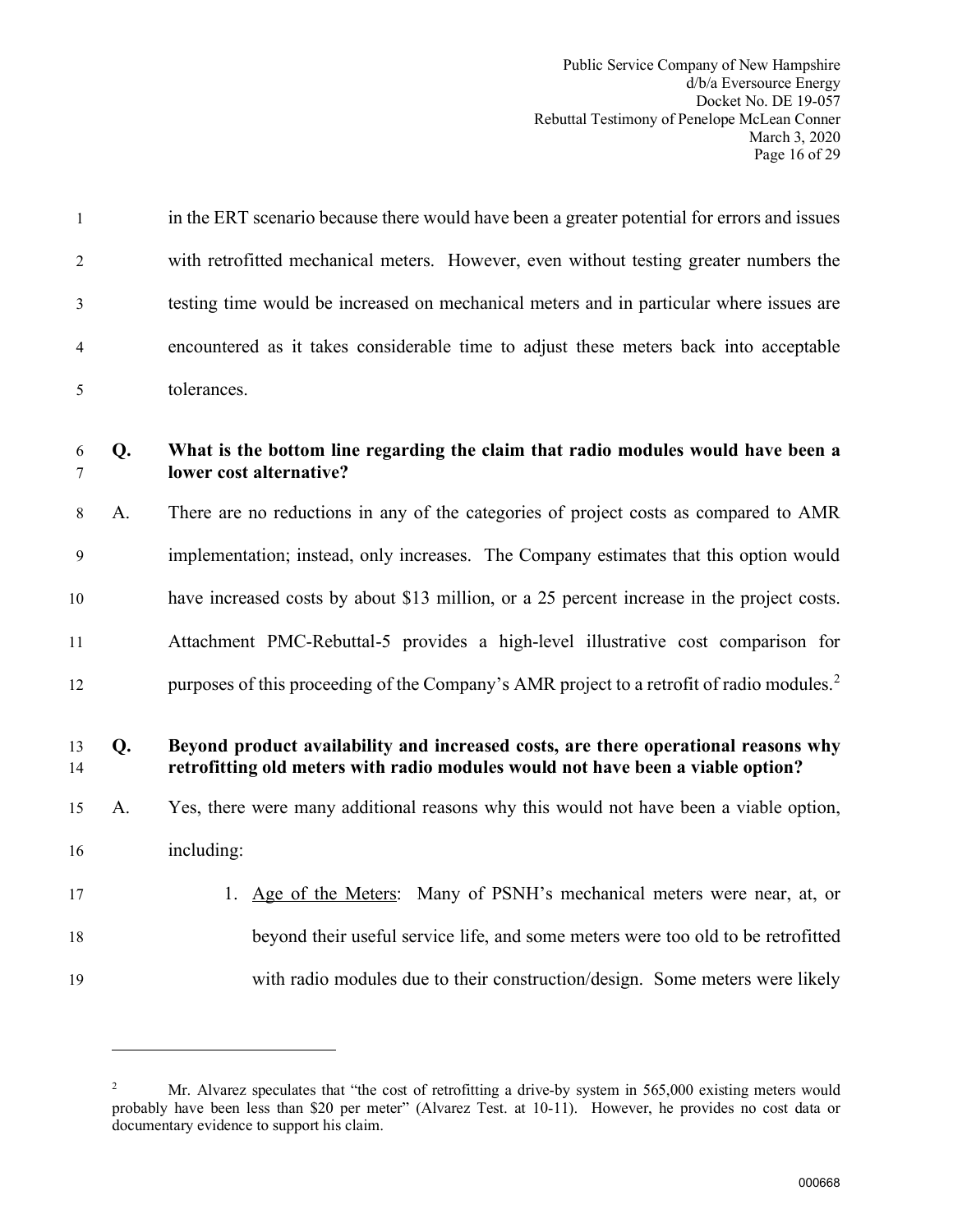in the ERT scenario because there would have been a greater potential for errors and issues with retrofitted mechanical meters. However, even without testing greater numbers the testing time would be increased on mechanical meters and in particular where issues are encountered as it takes considerable time to adjust these meters back into acceptable tolerances.

**Q. What is the bottom line regarding the claim that radio modules would have been a lower cost alternative?**

A. There are no reductions in any of the categories of project costs as compared to AMR implementation; instead, only increases. The Company estimates that this option would have increased costs by about $13 million, or a 25 percent increase in the project costs. Attachment PMC-Rebuttal-5 provides a high-level illustrative cost comparison for purposes of this proceeding of the Company's AMR project to a retrofit of radio modules.[2]

**Q. Beyond product availability and increased costs, are there operational reasons why retrofitting old meters with radio modules would not have been a viable option?**

A. Yes, there were many additional reasons why this would not have been a viable option, including:

1. Age of the Meters: Many of PSNH's mechanical meters were near, at, or beyond their useful service life, and some meters were too old to be retrofitted with radio modules due to their construction/design. Some meters were likely

---

[2] Mr. Alvarez speculates that "the cost of retrofitting a drive-by system in 565,000 existing meters would probably have been less than $20 per meter" (Alvarez Test. at 10-11). However, he provides no cost data or documentary evidence to support his claim.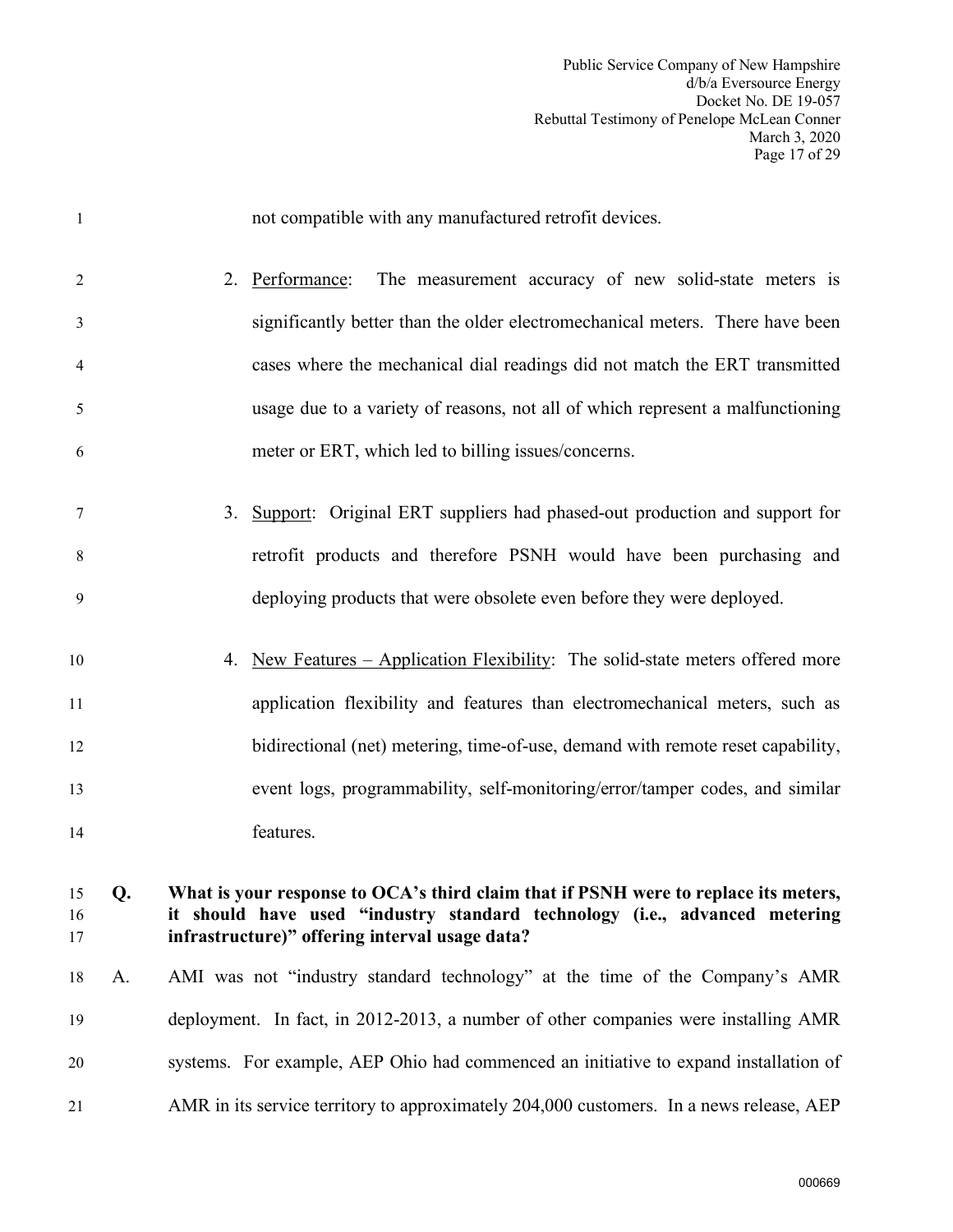not compatible with any manufactured retrofit devices.

2. Performance: The measurement accuracy of new solid-state meters is significantly better than the older electromechanical meters. There have been cases where the mechanical dial readings did not match the ERT transmitted usage due to a variety of reasons, not all of which represent a malfunctioning meter or ERT, which led to billing issues/concerns.

3. Support: Original ERT suppliers had phased-out production and support for retrofit products and therefore PSNH would have been purchasing and deploying products that were obsolete even before they were deployed.

4. New Features – Application Flexibility: The solid-state meters offered more application flexibility and features than electromechanical meters, such as bidirectional (net) metering, time-of-use, demand with remote reset capability, event logs, programmability, self-monitoring/error/tamper codes, and similar features.

**Q. What is your response to OCA's third claim that if PSNH were to replace its meters, it should have used "industry standard technology (i.e., advanced metering infrastructure)" offering interval usage data?**

A. AMI was not "industry standard technology" at the time of the Company's AMR deployment. In fact, in 2012-2013, a number of other companies were installing AMR systems. For example, AEP Ohio had commenced an initiative to expand installation of AMR in its service territory to approximately 204,000 customers. In a news release, AEP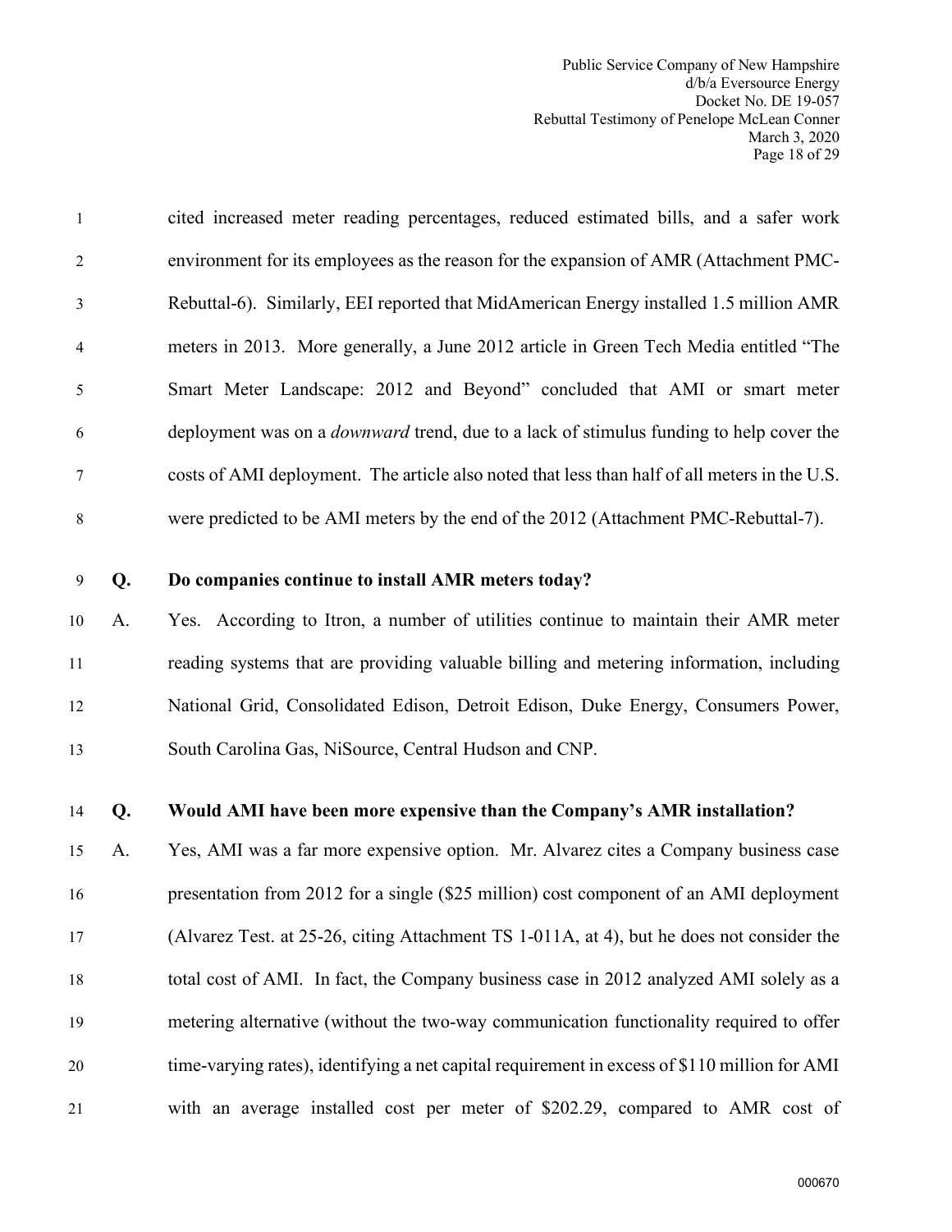cited increased meter reading percentages, reduced estimated bills, and a safer work environment for its employees as the reason for the expansion of AMR (Attachment PMC-Rebuttal-6). Similarly, EEI reported that MidAmerican Energy installed 1.5 million AMR meters in 2013. More generally, a June 2012 article in Green Tech Media entitled "The Smart Meter Landscape: 2012 and Beyond" concluded that AMI or smart meter deployment was on a *downward* trend, due to a lack of stimulus funding to help cover the costs of AMI deployment. The article also noted that less than half of all meters in the U.S. were predicted to be AMI meters by the end of the 2012 (Attachment PMC-Rebuttal-7).

**Q. Do companies continue to install AMR meters today?**

A. Yes. According to Itron, a number of utilities continue to maintain their AMR meter reading systems that are providing valuable billing and metering information, including National Grid, Consolidated Edison, Detroit Edison, Duke Energy, Consumers Power, South Carolina Gas, NiSource, Central Hudson and CNP.

**Q. Would AMI have been more expensive than the Company's AMR installation?**

A. Yes, AMI was a far more expensive option. Mr. Alvarez cites a Company business case presentation from 2012 for a single ($25 million) cost component of an AMI deployment (Alvarez Test. at 25-26, citing Attachment TS 1-011A, at 4), but he does not consider the total cost of AMI. In fact, the Company business case in 2012 analyzed AMI solely as a metering alternative (without the two-way communication functionality required to offer time-varying rates), identifying a net capital requirement in excess of $110 million for AMI with an average installed cost per meter of $202.29, compared to AMR cost of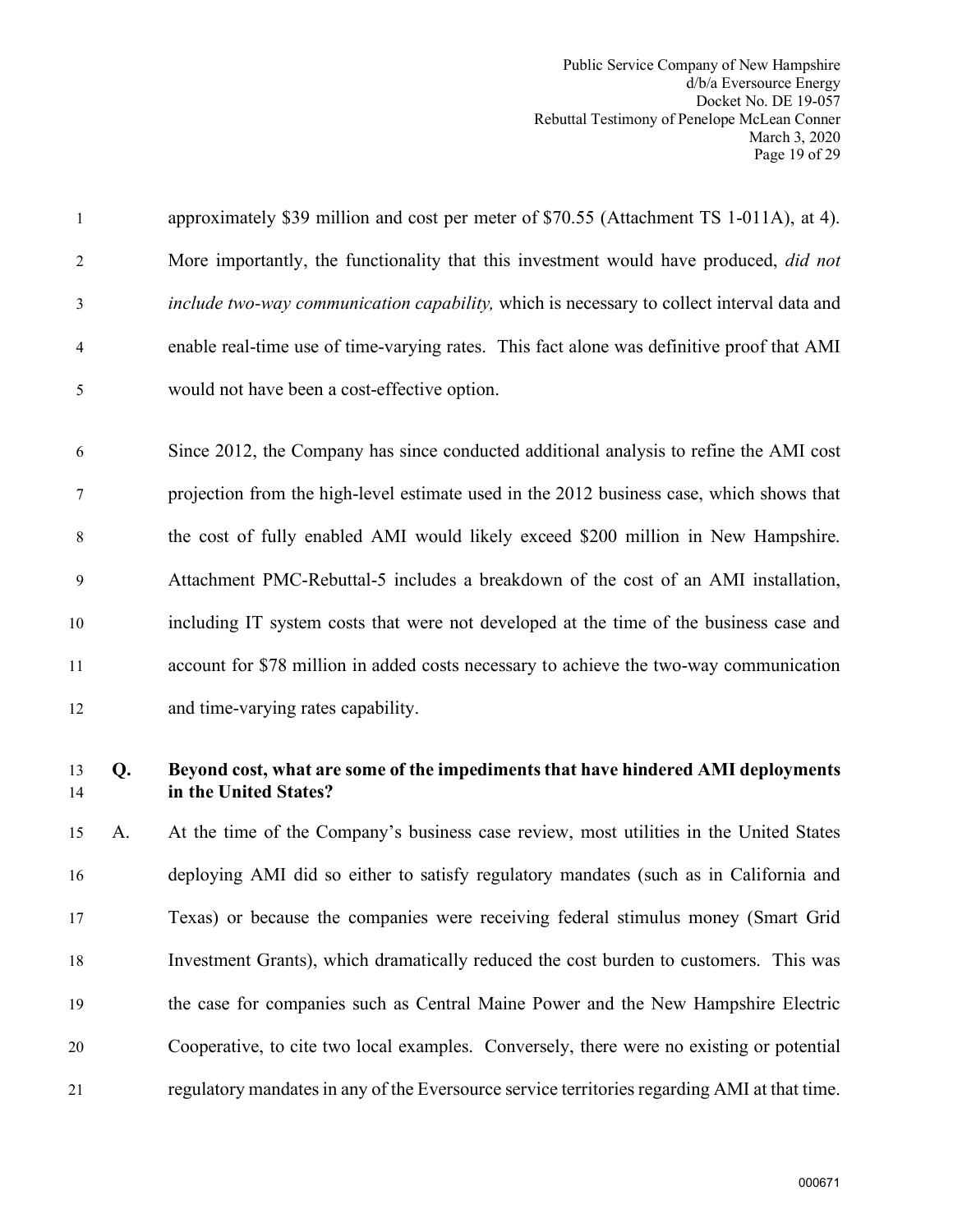approximately $39 million and cost per meter of $70.55 (Attachment TS 1-011A), at 4). More importantly, the functionality that this investment would have produced, *did not include two-way communication capability,* which is necessary to collect interval data and enable real-time use of time-varying rates. This fact alone was definitive proof that AMI would not have been a cost-effective option.

Since 2012, the Company has since conducted additional analysis to refine the AMI cost projection from the high-level estimate used in the 2012 business case, which shows that the cost of fully enabled AMI would likely exceed $200 million in New Hampshire. Attachment PMC-Rebuttal-5 includes a breakdown of the cost of an AMI installation, including IT system costs that were not developed at the time of the business case and account for $78 million in added costs necessary to achieve the two-way communication and time-varying rates capability.

**Q. Beyond cost, what are some of the impediments that have hindered AMI deployments in the United States?**

A. At the time of the Company's business case review, most utilities in the United States deploying AMI did so either to satisfy regulatory mandates (such as in California and Texas) or because the companies were receiving federal stimulus money (Smart Grid Investment Grants), which dramatically reduced the cost burden to customers. This was the case for companies such as Central Maine Power and the New Hampshire Electric Cooperative, to cite two local examples. Conversely, there were no existing or potential regulatory mandates in any of the Eversource service territories regarding AMI at that time.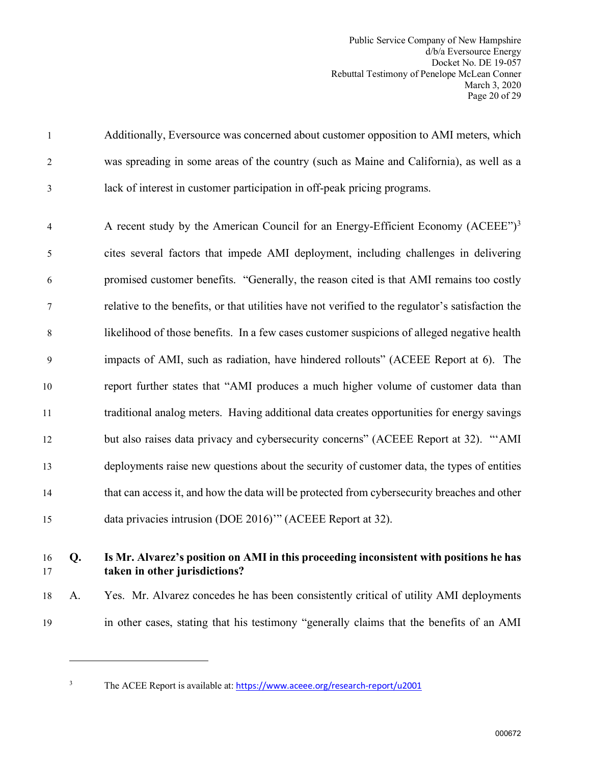Additionally, Eversource was concerned about customer opposition to AMI meters, which was spreading in some areas of the country (such as Maine and California), as well as a lack of interest in customer participation in off-peak pricing programs.

A recent study by the American Council for an Energy-Efficient Economy (ACEEE")[3] cites several factors that impede AMI deployment, including challenges in delivering promised customer benefits. "Generally, the reason cited is that AMI remains too costly relative to the benefits, or that utilities have not verified to the regulator's satisfaction the likelihood of those benefits. In a few cases customer suspicions of alleged negative health impacts of AMI, such as radiation, have hindered rollouts" (ACEEE Report at 6). The report further states that "AMI produces a much higher volume of customer data than traditional analog meters. Having additional data creates opportunities for energy savings but also raises data privacy and cybersecurity concerns" (ACEEE Report at 32). "'AMI deployments raise new questions about the security of customer data, the types of entities that can access it, and how the data will be protected from cybersecurity breaches and other data privacies intrusion (DOE 2016)'" (ACEEE Report at 32).

**Q. Is Mr. Alvarez's position on AMI in this proceeding inconsistent with positions he has taken in other jurisdictions?**

A. Yes. Mr. Alvarez concedes he has been consistently critical of utility AMI deployments in other cases, stating that his testimony "generally claims that the benefits of an AMI

---

[3] The ACEE Report is available at: https://www.aceee.org/research-report/u2001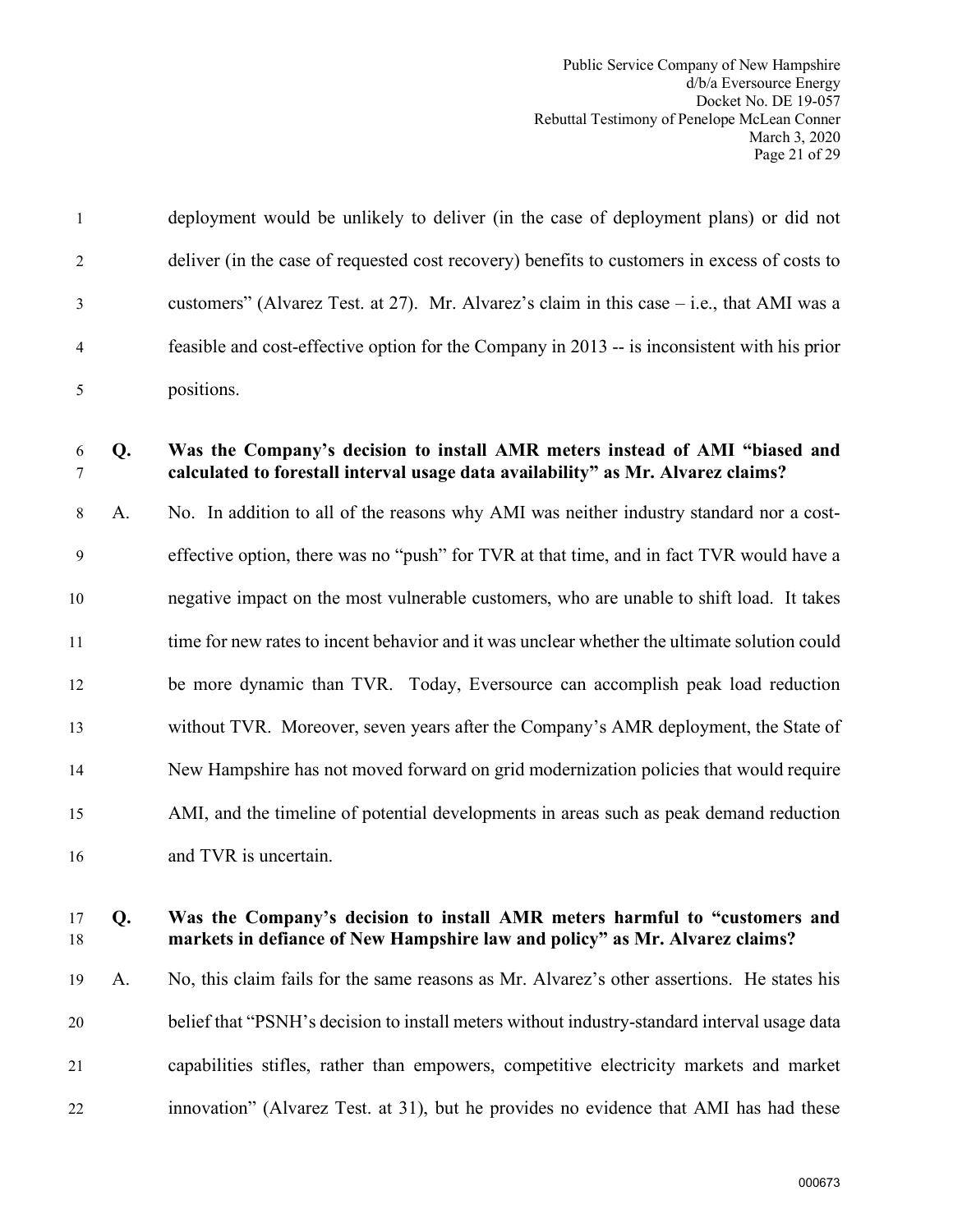deployment would be unlikely to deliver (in the case of deployment plans) or did not deliver (in the case of requested cost recovery) benefits to customers in excess of costs to customers" (Alvarez Test. at 27). Mr. Alvarez's claim in this case – i.e., that AMI was a feasible and cost-effective option for the Company in 2013 -- is inconsistent with his prior positions.

**Q. Was the Company's decision to install AMR meters instead of AMI "biased and calculated to forestall interval usage data availability" as Mr. Alvarez claims?**

A. No. In addition to all of the reasons why AMI was neither industry standard nor a cost-effective option, there was no "push" for TVR at that time, and in fact TVR would have a negative impact on the most vulnerable customers, who are unable to shift load. It takes time for new rates to incent behavior and it was unclear whether the ultimate solution could be more dynamic than TVR. Today, Eversource can accomplish peak load reduction without TVR. Moreover, seven years after the Company's AMR deployment, the State of New Hampshire has not moved forward on grid modernization policies that would require AMI, and the timeline of potential developments in areas such as peak demand reduction and TVR is uncertain.

**Q. Was the Company's decision to install AMR meters harmful to "customers and markets in defiance of New Hampshire law and policy" as Mr. Alvarez claims?**

A. No, this claim fails for the same reasons as Mr. Alvarez's other assertions. He states his belief that "PSNH's decision to install meters without industry-standard interval usage data capabilities stifles, rather than empowers, competitive electricity markets and market innovation" (Alvarez Test. at 31), but he provides no evidence that AMI has had these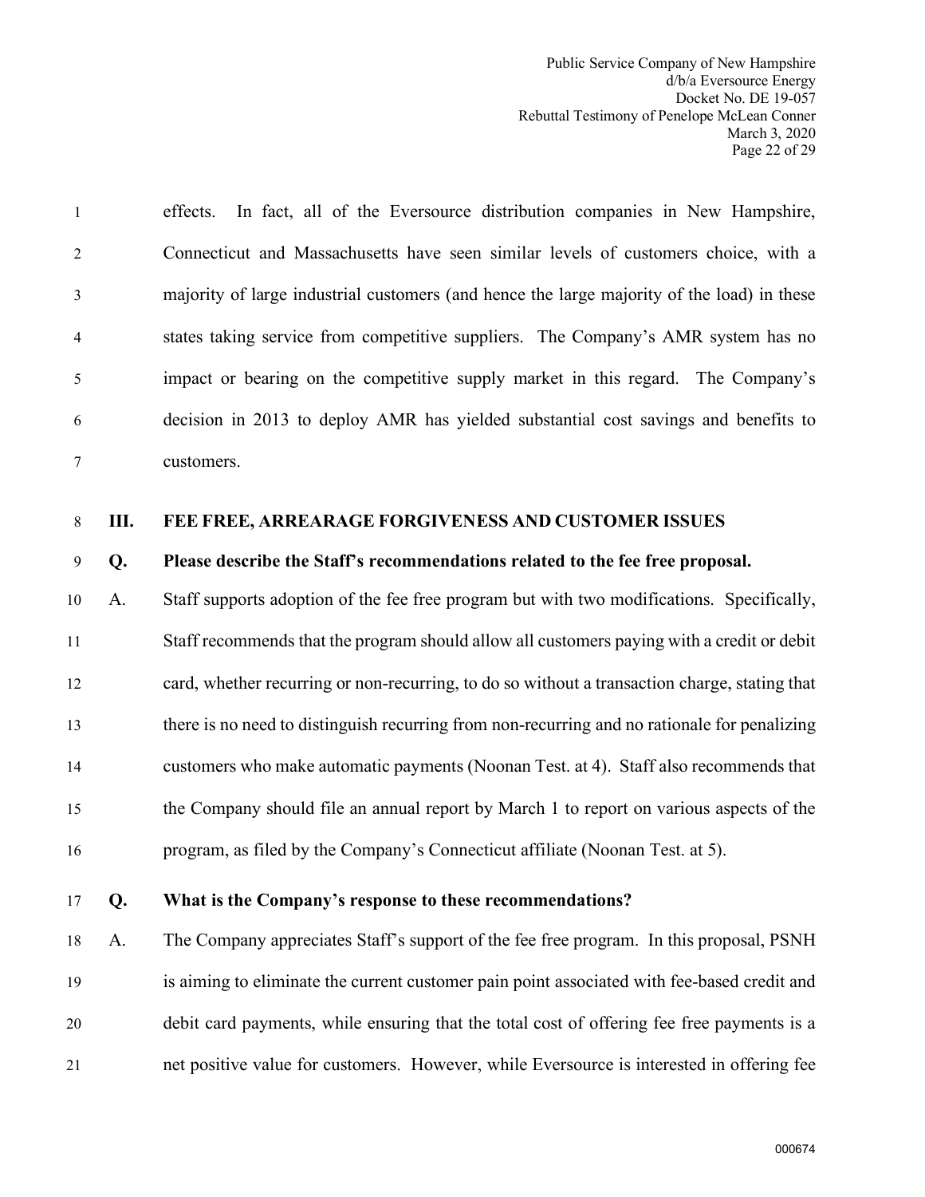effects. In fact, all of the Eversource distribution companies in New Hampshire, Connecticut and Massachusetts have seen similar levels of customers choice, with a majority of large industrial customers (and hence the large majority of the load) in these states taking service from competitive suppliers. The Company's AMR system has no impact or bearing on the competitive supply market in this regard. The Company's decision in 2013 to deploy AMR has yielded substantial cost savings and benefits to customers.

## III. FEE FREE, ARREARAGE FORGIVENESS AND CUSTOMER ISSUES

**Q. Please describe the Staff's recommendations related to the fee free proposal.**

A. Staff supports adoption of the fee free program but with two modifications. Specifically, Staff recommends that the program should allow all customers paying with a credit or debit card, whether recurring or non-recurring, to do so without a transaction charge, stating that there is no need to distinguish recurring from non-recurring and no rationale for penalizing customers who make automatic payments (Noonan Test. at 4). Staff also recommends that the Company should file an annual report by March 1 to report on various aspects of the program, as filed by the Company's Connecticut affiliate (Noonan Test. at 5).

**Q. What is the Company's response to these recommendations?**

A. The Company appreciates Staff's support of the fee free program. In this proposal, PSNH is aiming to eliminate the current customer pain point associated with fee-based credit and debit card payments, while ensuring that the total cost of offering fee free payments is a net positive value for customers. However, while Eversource is interested in offering fee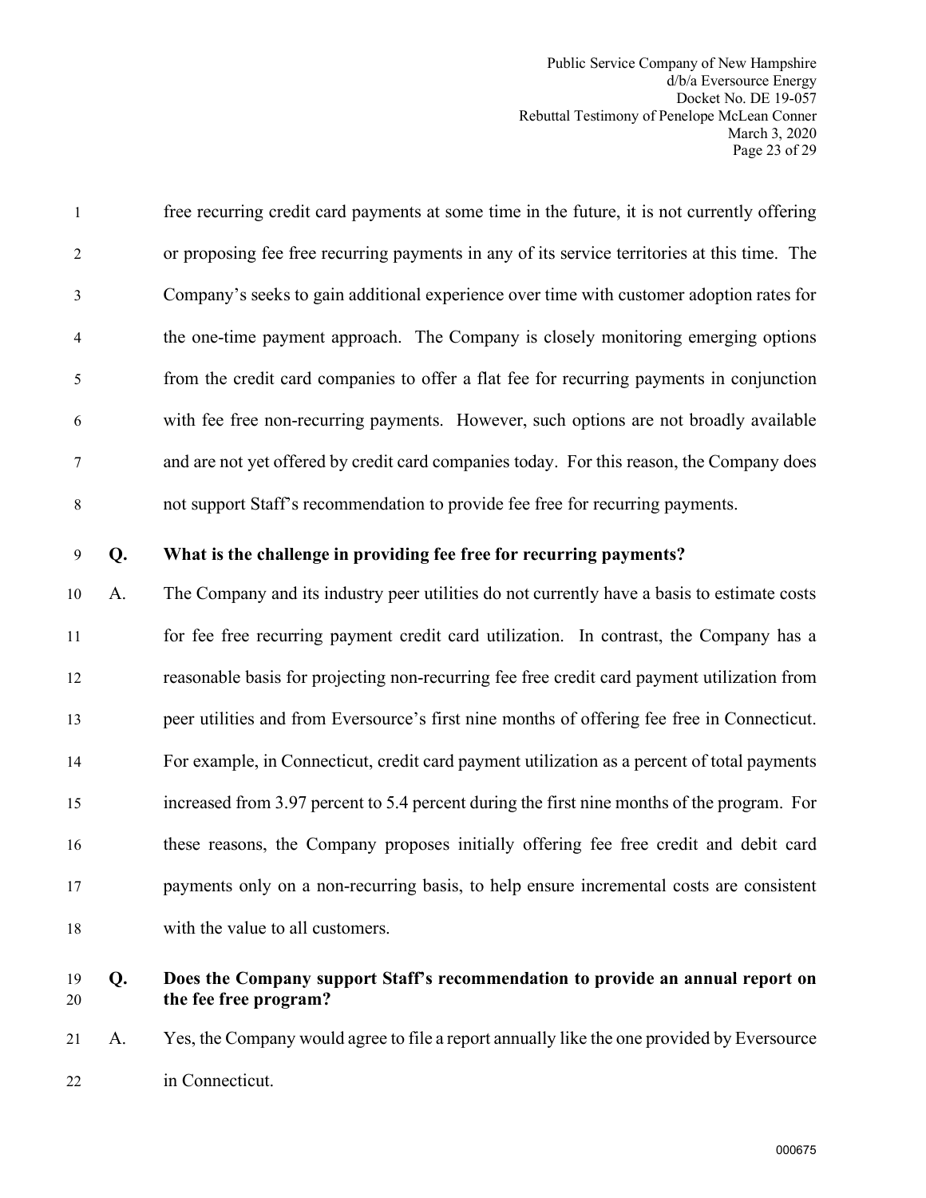free recurring credit card payments at some time in the future, it is not currently offering or proposing fee free recurring payments in any of its service territories at this time. The Company's seeks to gain additional experience over time with customer adoption rates for the one-time payment approach. The Company is closely monitoring emerging options from the credit card companies to offer a flat fee for recurring payments in conjunction with fee free non-recurring payments. However, such options are not broadly available and are not yet offered by credit card companies today. For this reason, the Company does not support Staff's recommendation to provide fee free for recurring payments.

**Q. What is the challenge in providing fee free for recurring payments?**

A. The Company and its industry peer utilities do not currently have a basis to estimate costs for fee free recurring payment credit card utilization. In contrast, the Company has a reasonable basis for projecting non-recurring fee free credit card payment utilization from peer utilities and from Eversource's first nine months of offering fee free in Connecticut. For example, in Connecticut, credit card payment utilization as a percent of total payments increased from 3.97 percent to 5.4 percent during the first nine months of the program. For these reasons, the Company proposes initially offering fee free credit and debit card payments only on a non-recurring basis, to help ensure incremental costs are consistent with the value to all customers.

**Q. Does the Company support Staff's recommendation to provide an annual report on the fee free program?**

A. Yes, the Company would agree to file a report annually like the one provided by Eversource in Connecticut.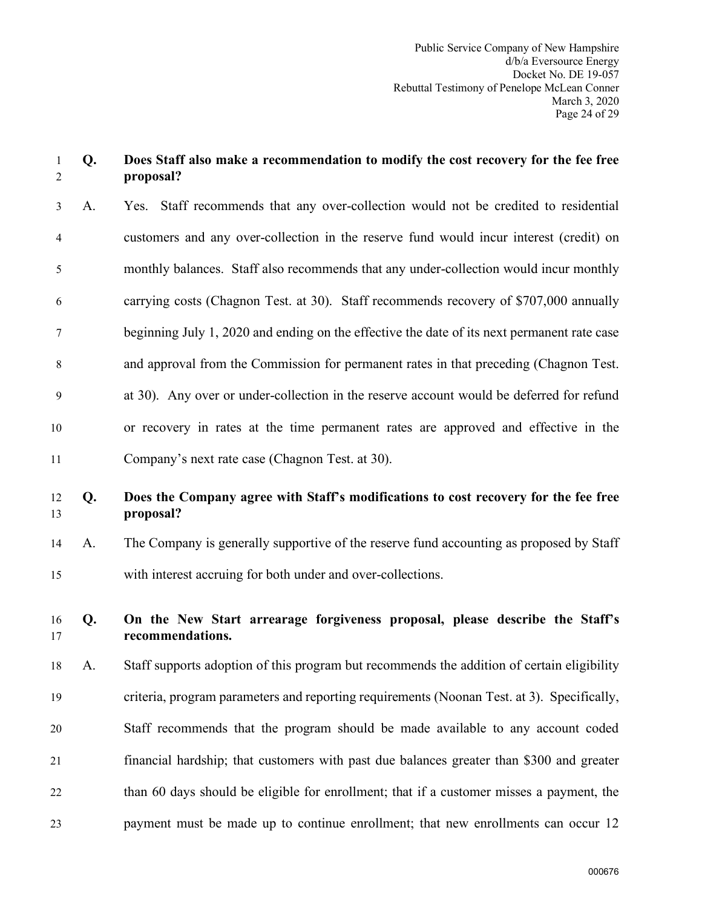**Q. Does Staff also make a recommendation to modify the cost recovery for the fee free proposal?**

A. Yes. Staff recommends that any over-collection would not be credited to residential customers and any over-collection in the reserve fund would incur interest (credit) on monthly balances. Staff also recommends that any under-collection would incur monthly carrying costs (Chagnon Test. at 30). Staff recommends recovery of $707,000 annually beginning July 1, 2020 and ending on the effective the date of its next permanent rate case and approval from the Commission for permanent rates in that preceding (Chagnon Test. at 30). Any over or under-collection in the reserve account would be deferred for refund or recovery in rates at the time permanent rates are approved and effective in the Company's next rate case (Chagnon Test. at 30).

**Q. Does the Company agree with Staff's modifications to cost recovery for the fee free proposal?**

A. The Company is generally supportive of the reserve fund accounting as proposed by Staff with interest accruing for both under and over-collections.

**Q. On the New Start arrearage forgiveness proposal, please describe the Staff's recommendations.**

A. Staff supports adoption of this program but recommends the addition of certain eligibility criteria, program parameters and reporting requirements (Noonan Test. at 3). Specifically, Staff recommends that the program should be made available to any account coded financial hardship; that customers with past due balances greater than $300 and greater than 60 days should be eligible for enrollment; that if a customer misses a payment, the payment must be made up to continue enrollment; that new enrollments can occur 12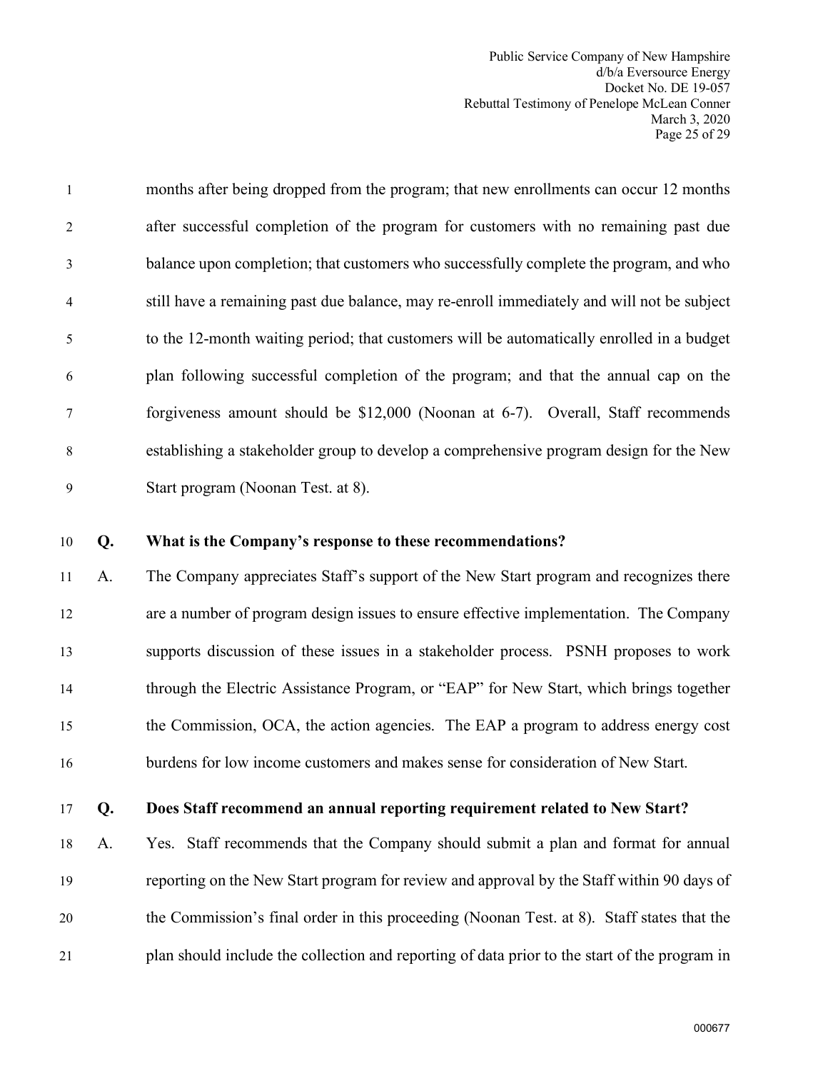months after being dropped from the program; that new enrollments can occur 12 months after successful completion of the program for customers with no remaining past due balance upon completion; that customers who successfully complete the program, and who still have a remaining past due balance, may re-enroll immediately and will not be subject to the 12-month waiting period; that customers will be automatically enrolled in a budget plan following successful completion of the program; and that the annual cap on the forgiveness amount should be $12,000 (Noonan at 6-7). Overall, Staff recommends establishing a stakeholder group to develop a comprehensive program design for the New Start program (Noonan Test. at 8).

**Q. What is the Company's response to these recommendations?**

A. The Company appreciates Staff's support of the New Start program and recognizes there are a number of program design issues to ensure effective implementation. The Company supports discussion of these issues in a stakeholder process. PSNH proposes to work through the Electric Assistance Program, or "EAP" for New Start, which brings together the Commission, OCA, the action agencies. The EAP a program to address energy cost burdens for low income customers and makes sense for consideration of New Start.

**Q. Does Staff recommend an annual reporting requirement related to New Start?**

A. Yes. Staff recommends that the Company should submit a plan and format for annual reporting on the New Start program for review and approval by the Staff within 90 days of the Commission's final order in this proceeding (Noonan Test. at 8). Staff states that the plan should include the collection and reporting of data prior to the start of the program in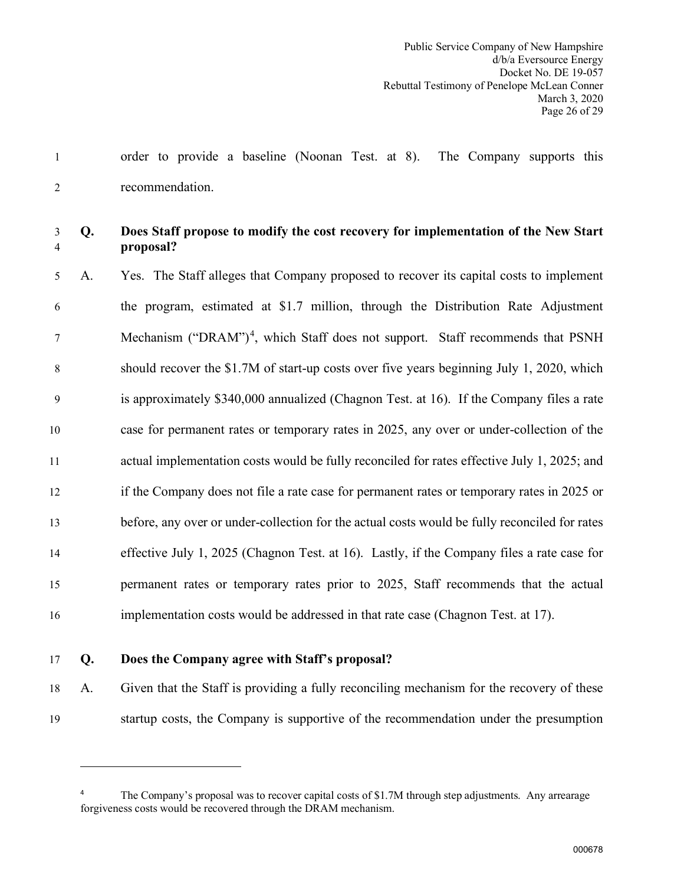order to provide a baseline (Noonan Test. at 8). The Company supports this recommendation.

**Q. Does Staff propose to modify the cost recovery for implementation of the New Start proposal?**

A. Yes. The Staff alleges that Company proposed to recover its capital costs to implement the program, estimated at $1.7 million, through the Distribution Rate Adjustment Mechanism ("DRAM")[4], which Staff does not support. Staff recommends that PSNH should recover the $1.7M of start-up costs over five years beginning July 1, 2020, which is approximately $340,000 annualized (Chagnon Test. at 16). If the Company files a rate case for permanent rates or temporary rates in 2025, any over or under-collection of the actual implementation costs would be fully reconciled for rates effective July 1, 2025; and if the Company does not file a rate case for permanent rates or temporary rates in 2025 or before, any over or under-collection for the actual costs would be fully reconciled for rates effective July 1, 2025 (Chagnon Test. at 16). Lastly, if the Company files a rate case for permanent rates or temporary rates prior to 2025, Staff recommends that the actual implementation costs would be addressed in that rate case (Chagnon Test. at 17).

**Q. Does the Company agree with Staff's proposal?**

A. Given that the Staff is providing a fully reconciling mechanism for the recovery of these startup costs, the Company is supportive of the recommendation under the presumption

---

[4] The Company's proposal was to recover capital costs of $1.7M through step adjustments. Any arrearage forgiveness costs would be recovered through the DRAM mechanism.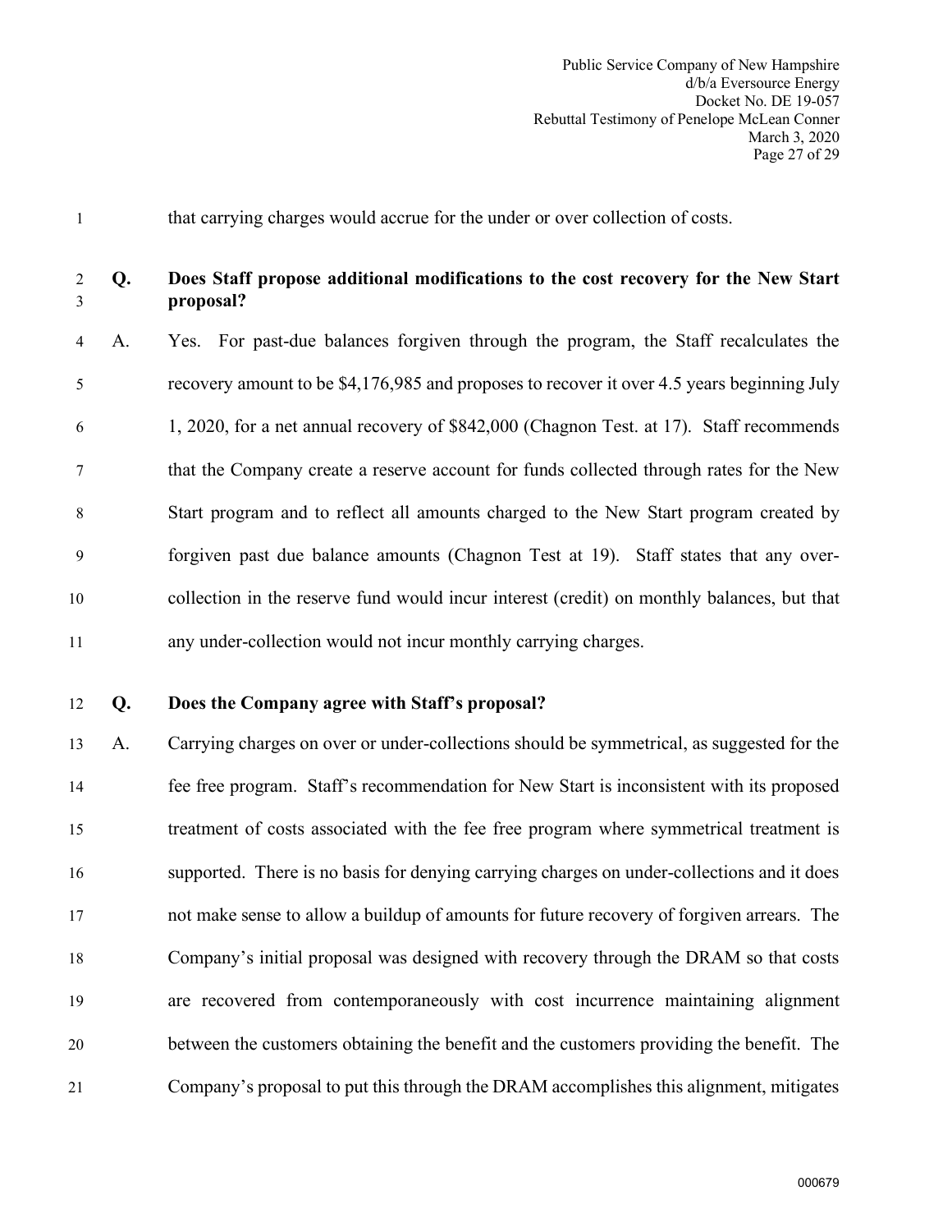that carrying charges would accrue for the under or over collection of costs.

**Q. Does Staff propose additional modifications to the cost recovery for the New Start proposal?**

A. Yes. For past-due balances forgiven through the program, the Staff recalculates the recovery amount to be $4,176,985 and proposes to recover it over 4.5 years beginning July 1, 2020, for a net annual recovery of $842,000 (Chagnon Test. at 17). Staff recommends that the Company create a reserve account for funds collected through rates for the New Start program and to reflect all amounts charged to the New Start program created by forgiven past due balance amounts (Chagnon Test at 19). Staff states that any over-collection in the reserve fund would incur interest (credit) on monthly balances, but that any under-collection would not incur monthly carrying charges.

**Q. Does the Company agree with Staff's proposal?**

A. Carrying charges on over or under-collections should be symmetrical, as suggested for the fee free program. Staff's recommendation for New Start is inconsistent with its proposed treatment of costs associated with the fee free program where symmetrical treatment is supported. There is no basis for denying carrying charges on under-collections and it does not make sense to allow a buildup of amounts for future recovery of forgiven arrears. The Company's initial proposal was designed with recovery through the DRAM so that costs are recovered from contemporaneously with cost incurrence maintaining alignment between the customers obtaining the benefit and the customers providing the benefit. The Company's proposal to put this through the DRAM accomplishes this alignment, mitigates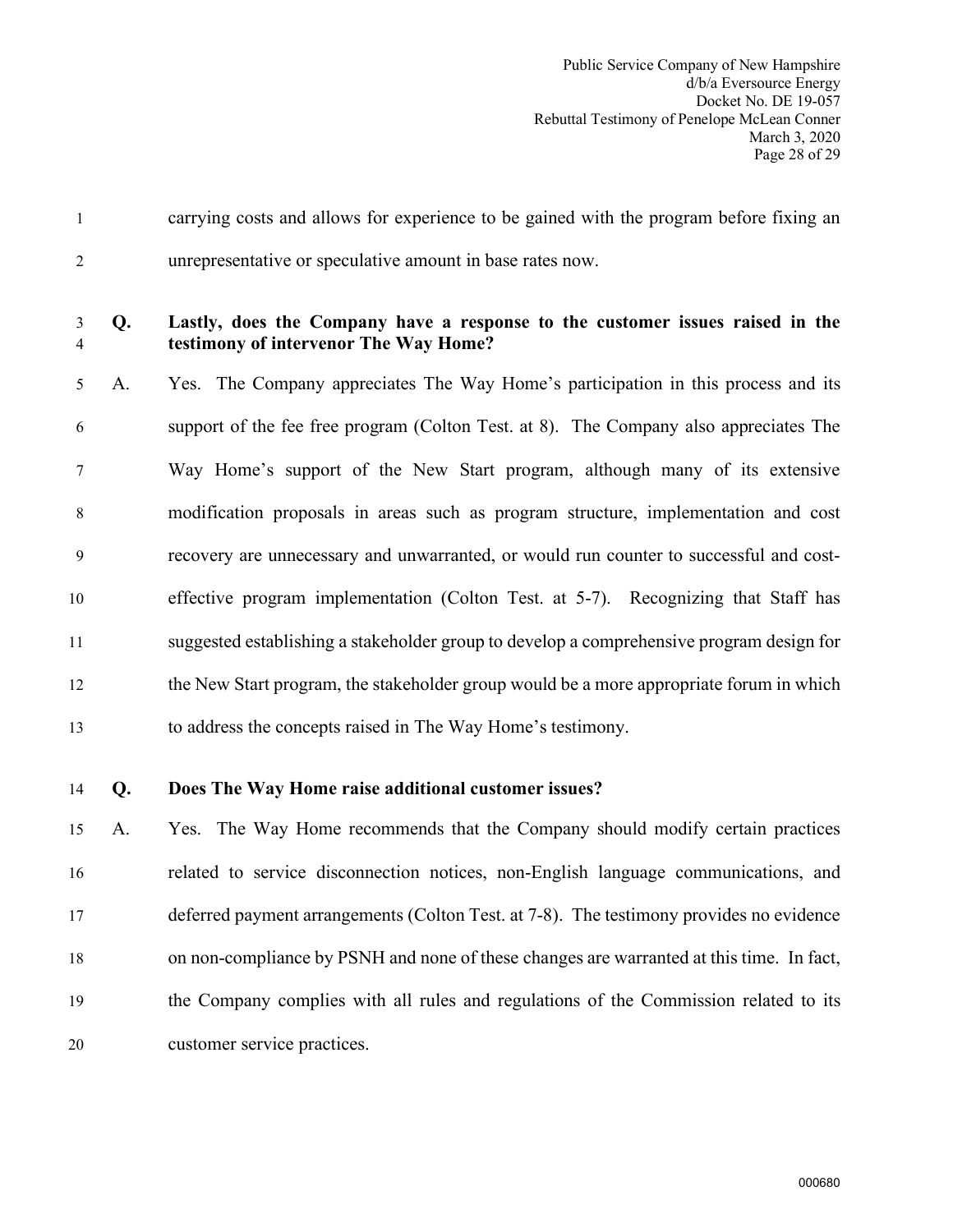carrying costs and allows for experience to be gained with the program before fixing an unrepresentative or speculative amount in base rates now.

**Q. Lastly, does the Company have a response to the customer issues raised in the testimony of intervenor The Way Home?**

A. Yes. The Company appreciates The Way Home's participation in this process and its support of the fee free program (Colton Test. at 8). The Company also appreciates The Way Home's support of the New Start program, although many of its extensive modification proposals in areas such as program structure, implementation and cost recovery are unnecessary and unwarranted, or would run counter to successful and cost-effective program implementation (Colton Test. at 5-7). Recognizing that Staff has suggested establishing a stakeholder group to develop a comprehensive program design for the New Start program, the stakeholder group would be a more appropriate forum in which to address the concepts raised in The Way Home's testimony.

**Q. Does The Way Home raise additional customer issues?**

A. Yes. The Way Home recommends that the Company should modify certain practices related to service disconnection notices, non-English language communications, and deferred payment arrangements (Colton Test. at 7-8). The testimony provides no evidence on non-compliance by PSNH and none of these changes are warranted at this time. In fact, the Company complies with all rules and regulations of the Commission related to its customer service practices.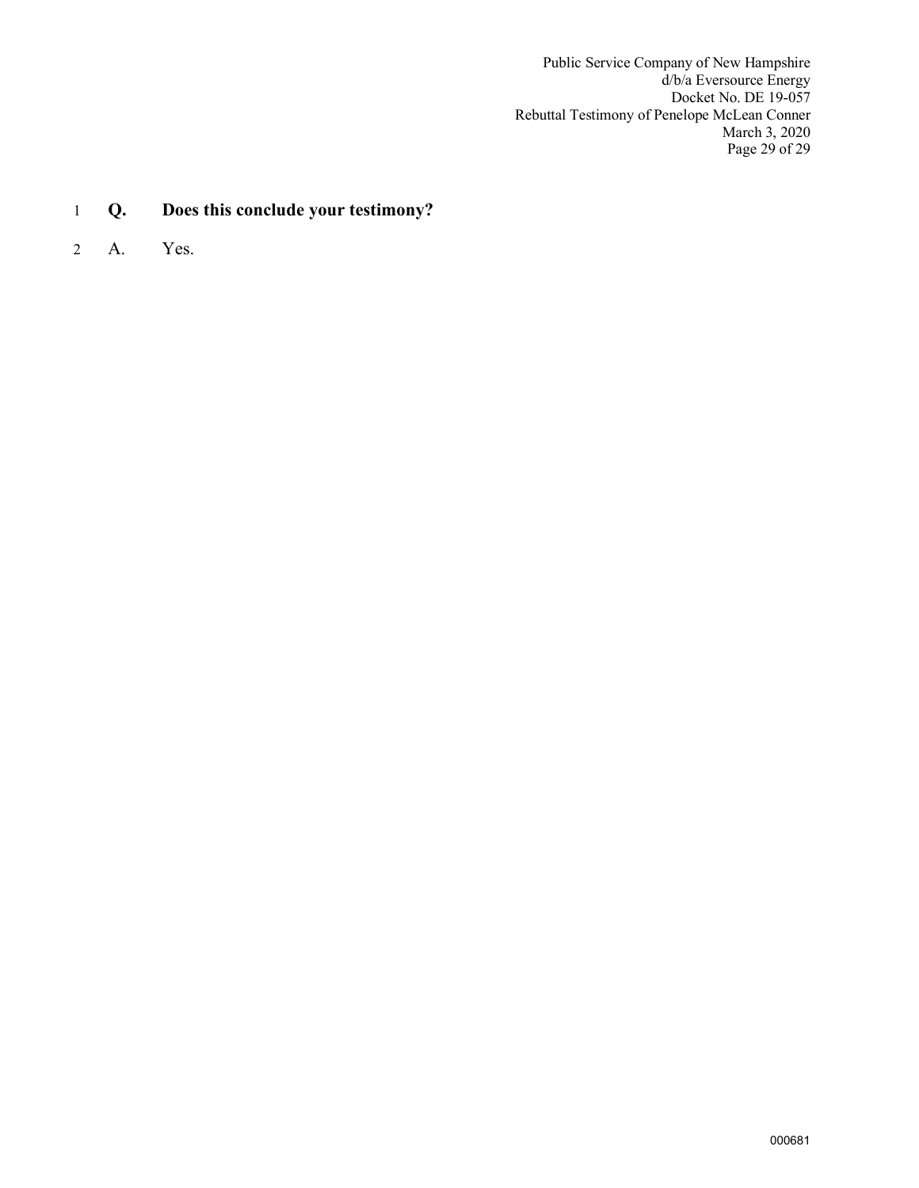**Q. Does this conclude your testimony?**

A. Yes.